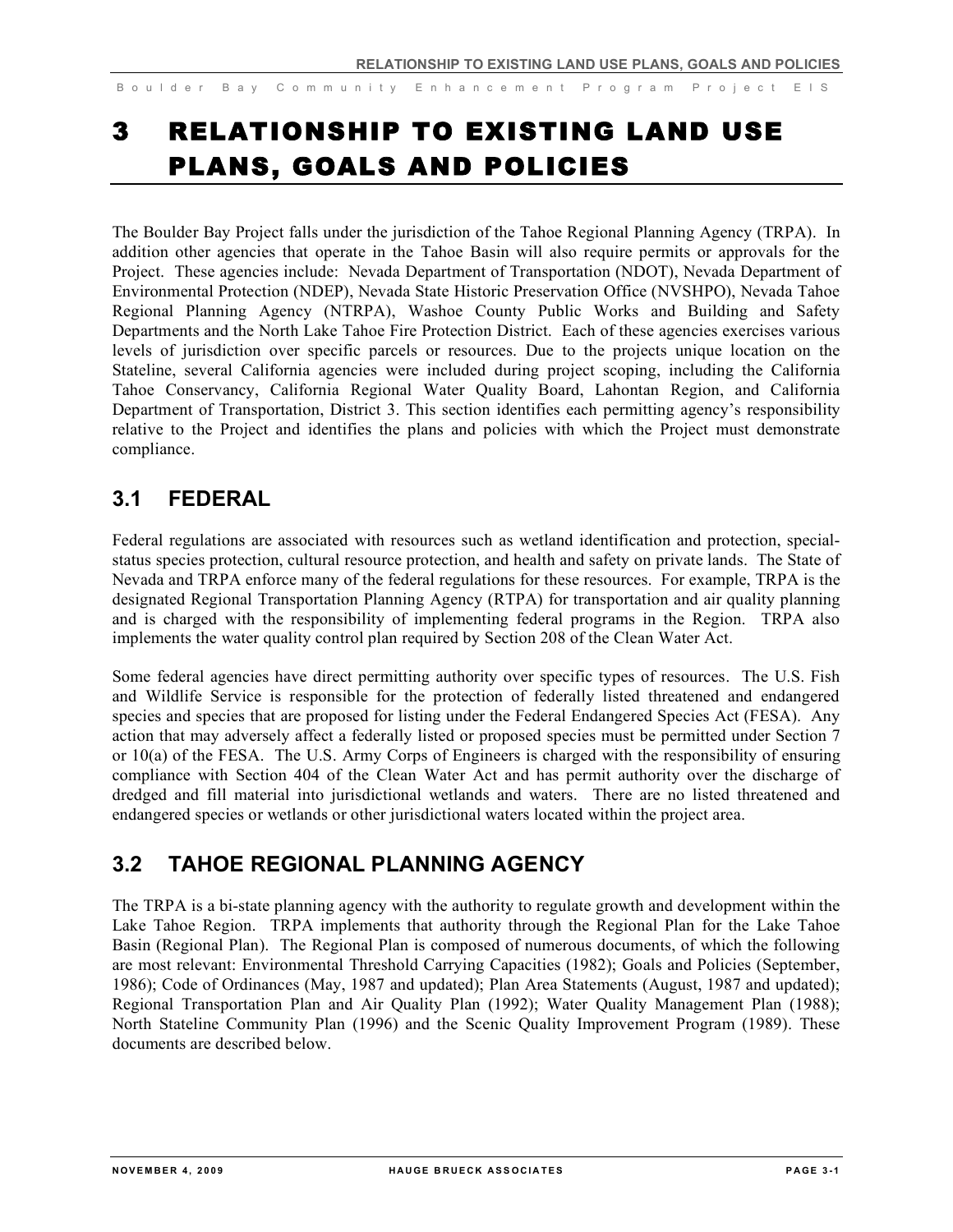# 3 RELATIONSHIP TO EXISTING LAND USE PLANS, GOALS AND POLICIES

The Boulder Bay Project falls under the jurisdiction of the Tahoe Regional Planning Agency (TRPA). In addition other agencies that operate in the Tahoe Basin will also require permits or approvals for the Project. These agencies include: Nevada Department of Transportation (NDOT), Nevada Department of Environmental Protection (NDEP), Nevada State Historic Preservation Office (NVSHPO), Nevada Tahoe Regional Planning Agency (NTRPA), Washoe County Public Works and Building and Safety Departments and the North Lake Tahoe Fire Protection District. Each of these agencies exercises various levels of jurisdiction over specific parcels or resources. Due to the projects unique location on the Stateline, several California agencies were included during project scoping, including the California Tahoe Conservancy, California Regional Water Quality Board, Lahontan Region, and California Department of Transportation, District 3. This section identifies each permitting agency's responsibility relative to the Project and identifies the plans and policies with which the Project must demonstrate compliance.

## 3.1 FEDERAL

Federal regulations are associated with resources such as wetland identification and protection, special-status species protection, cultural resource protection, and health and safety on private lands. The State of Nevada and TRPA enforce many of the federal regulations for these resources. For example, TRPA is the designated Regional Transportation Planning Agency (RTPA) for transportation and air quality planning and is charged with the responsibility of implementing federal programs in the Region. TRPA also implements the water quality control plan required by Section 208 of the Clean Water Act.

Some federal agencies have direct permitting authority over specific types of resources. The U.S. Fish and Wildlife Service is responsible for the protection of federally listed threatened and endangered species and species that are proposed for listing under the Federal Endangered Species Act (FESA). Any action that may adversely affect a federally listed or proposed species must be permitted under Section 7 or 10(a) of the FESA. The U.S. Army Corps of Engineers is charged with the responsibility of ensuring compliance with Section 404 of the Clean Water Act and has permit authority over the discharge of dredged and fill material into jurisdictional wetlands and waters. There are no listed threatened and endangered species or wetlands or other jurisdictional waters located within the project area.

## 3.2 TAHOE REGIONAL PLANNING AGENCY

The TRPA is a bi-state planning agency with the authority to regulate growth and development within the Lake Tahoe Region. TRPA implements that authority through the Regional Plan for the Lake Tahoe Basin (Regional Plan). The Regional Plan is composed of numerous documents, of which the following are most relevant: Environmental Threshold Carrying Capacities (1982); Goals and Policies (September, 1986); Code of Ordinances (May, 1987 and updated); Plan Area Statements (August, 1987 and updated); Regional Transportation Plan and Air Quality Plan (1992); Water Quality Management Plan (1988); North Stateline Community Plan (1996) and the Scenic Quality Improvement Program (1989). These documents are described below.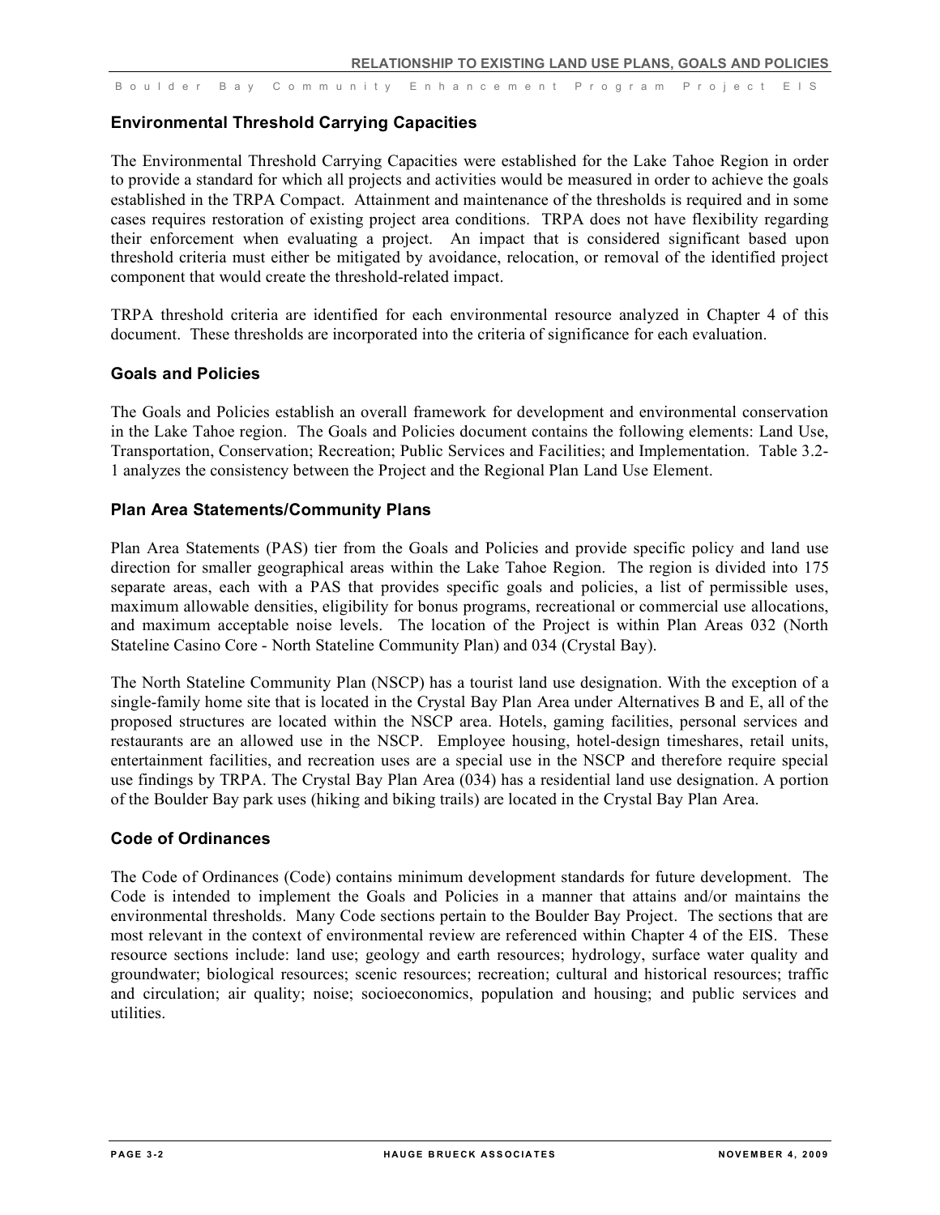## Environmental Threshold Carrying Capacities

The Environmental Threshold Carrying Capacities were established for the Lake Tahoe Region in order to provide a standard for which all projects and activities would be measured in order to achieve the goals established in the TRPA Compact. Attainment and maintenance of the thresholds is required and in some cases requires restoration of existing project area conditions. TRPA does not have flexibility regarding their enforcement when evaluating a project. An impact that is considered significant based upon threshold criteria must either be mitigated by avoidance, relocation, or removal of the identified project component that would create the threshold-related impact.

TRPA threshold criteria are identified for each environmental resource analyzed in Chapter 4 of this document. These thresholds are incorporated into the criteria of significance for each evaluation.

## Goals and Policies

The Goals and Policies establish an overall framework for development and environmental conservation in the Lake Tahoe region. The Goals and Policies document contains the following elements: Land Use, Transportation, Conservation; Recreation; Public Services and Facilities; and Implementation. Table 3.2-1 analyzes the consistency between the Project and the Regional Plan Land Use Element.

## Plan Area Statements/Community Plans

Plan Area Statements (PAS) tier from the Goals and Policies and provide specific policy and land use direction for smaller geographical areas within the Lake Tahoe Region. The region is divided into 175 separate areas, each with a PAS that provides specific goals and policies, a list of permissible uses, maximum allowable densities, eligibility for bonus programs, recreational or commercial use allocations, and maximum acceptable noise levels. The location of the Project is within Plan Areas 032 (North Stateline Casino Core - North Stateline Community Plan) and 034 (Crystal Bay).

The North Stateline Community Plan (NSCP) has a tourist land use designation. With the exception of a single-family home site that is located in the Crystal Bay Plan Area under Alternatives B and E, all of the proposed structures are located within the NSCP area. Hotels, gaming facilities, personal services and restaurants are an allowed use in the NSCP. Employee housing, hotel-design timeshares, retail units, entertainment facilities, and recreation uses are a special use in the NSCP and therefore require special use findings by TRPA. The Crystal Bay Plan Area (034) has a residential land use designation. A portion of the Boulder Bay park uses (hiking and biking trails) are located in the Crystal Bay Plan Area.

## Code of Ordinances

The Code of Ordinances (Code) contains minimum development standards for future development. The Code is intended to implement the Goals and Policies in a manner that attains and/or maintains the environmental thresholds. Many Code sections pertain to the Boulder Bay Project. The sections that are most relevant in the context of environmental review are referenced within Chapter 4 of the EIS. These resource sections include: land use; geology and earth resources; hydrology, surface water quality and groundwater; biological resources; scenic resources; recreation; cultural and historical resources; traffic and circulation; air quality; noise; socioeconomics, population and housing; and public services and utilities.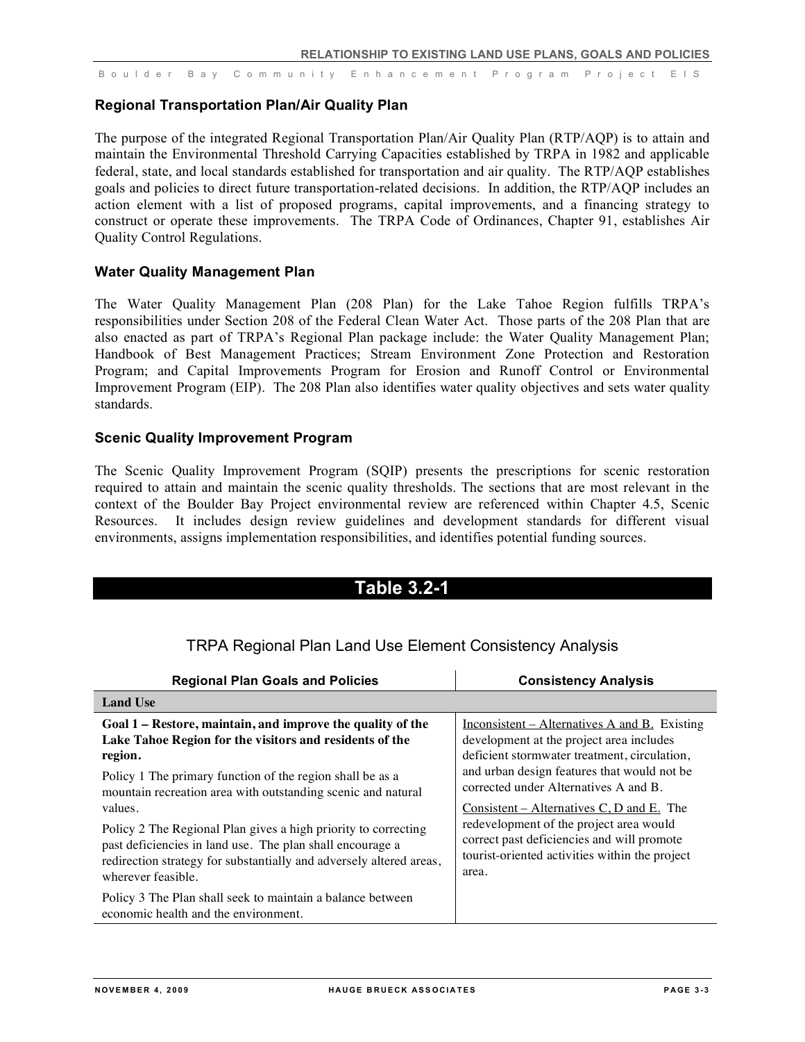### Regional Transportation Plan/Air Quality Plan

The purpose of the integrated Regional Transportation Plan/Air Quality Plan (RTP/AQP) is to attain and maintain the Environmental Threshold Carrying Capacities established by TRPA in 1982 and applicable federal, state, and local standards established for transportation and air quality. The RTP/AQP establishes goals and policies to direct future transportation-related decisions. In addition, the RTP/AQP includes an action element with a list of proposed programs, capital improvements, and a financing strategy to construct or operate these improvements. The TRPA Code of Ordinances, Chapter 91, establishes Air Quality Control Regulations.

### Water Quality Management Plan

The Water Quality Management Plan (208 Plan) for the Lake Tahoe Region fulfills TRPA's responsibilities under Section 208 of the Federal Clean Water Act. Those parts of the 208 Plan that are also enacted as part of TRPA's Regional Plan package include: the Water Quality Management Plan; Handbook of Best Management Practices; Stream Environment Zone Protection and Restoration Program; and Capital Improvements Program for Erosion and Runoff Control or Environmental Improvement Program (EIP). The 208 Plan also identifies water quality objectives and sets water quality standards.

### Scenic Quality Improvement Program

The Scenic Quality Improvement Program (SQIP) presents the prescriptions for scenic restoration required to attain and maintain the scenic quality thresholds. The sections that are most relevant in the context of the Boulder Bay Project environmental review are referenced within Chapter 4.5, Scenic Resources. It includes design review guidelines and development standards for different visual environments, assigns implementation responsibilities, and identifies potential funding sources.

## Table 3.2-1

TRPA Regional Plan Land Use Element Consistency Analysis

| Regional Plan Goals and Policies | Consistency Analysis |
|---|---|
| **Land Use** | |
| **Goal 1 – Restore, maintain, and improve the quality of the Lake Tahoe Region for the visitors and residents of the region.**<br><br>Policy 1 The primary function of the region shall be as a mountain recreation area with outstanding scenic and natural values.<br><br>Policy 2 The Regional Plan gives a high priority to correcting past deficiencies in land use. The plan shall encourage a redirection strategy for substantially and adversely altered areas, wherever feasible.<br><br>Policy 3 The Plan shall seek to maintain a balance between economic health and the environment. | Inconsistent – Alternatives A and B. Existing development at the project area includes deficient stormwater treatment, circulation, and urban design features that would not be corrected under Alternatives A and B.<br><br>Consistent – Alternatives C, D and E. The redevelopment of the project area would correct past deficiencies and will promote tourist-oriented activities within the project area. |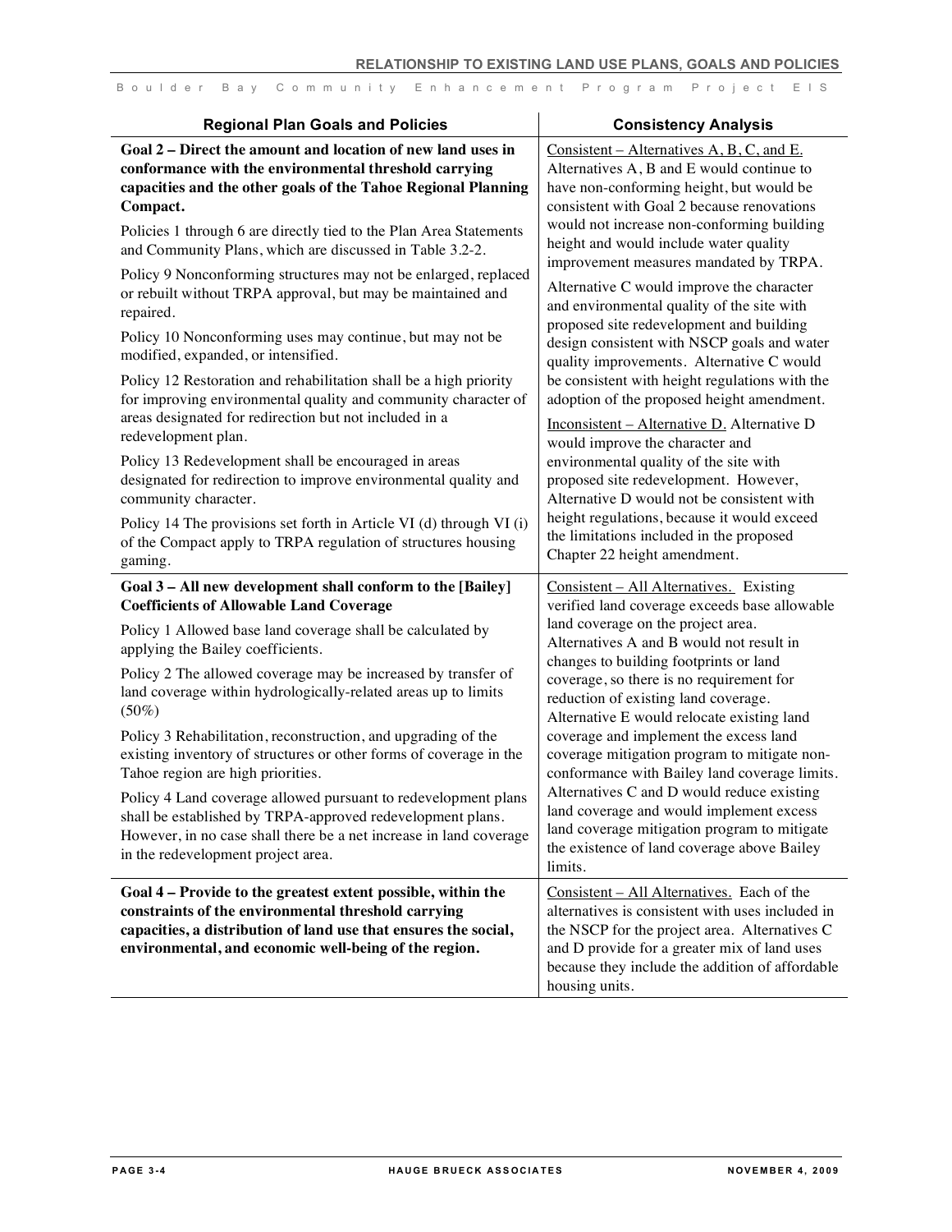| Regional Plan Goals and Policies | Consistency Analysis |
|---|---|
| **Goal 2 – Direct the amount and location of new land uses in conformance with the environmental threshold carrying capacities and the other goals of the Tahoe Regional Planning Compact.**<br><br>Policies 1 through 6 are directly tied to the Plan Area Statements and Community Plans, which are discussed in Table 3.2-2.<br><br>Policy 9 Nonconforming structures may not be enlarged, replaced or rebuilt without TRPA approval, but may be maintained and repaired.<br><br>Policy 10 Nonconforming uses may continue, but may not be modified, expanded, or intensified.<br><br>Policy 12 Restoration and rehabilitation shall be a high priority for improving environmental quality and community character of areas designated for redirection but not included in a redevelopment plan.<br><br>Policy 13 Redevelopment shall be encouraged in areas designated for redirection to improve environmental quality and community character.<br><br>Policy 14 The provisions set forth in Article VI (d) through VI (i) of the Compact apply to TRPA regulation of structures housing gaming. | Consistent – Alternatives A, B, C, and E. Alternatives A, B and E would continue to have non-conforming height, but would be consistent with Goal 2 because renovations would not increase non-conforming building height and would include water quality improvement measures mandated by TRPA.<br><br>Alternative C would improve the character and environmental quality of the site with proposed site redevelopment and building design consistent with NSCP goals and water quality improvements. Alternative C would be consistent with height regulations with the adoption of the proposed height amendment.<br><br>Inconsistent – Alternative D. Alternative D would improve the character and environmental quality of the site with proposed site redevelopment. However, Alternative D would not be consistent with height regulations, because it would exceed the limitations included in the proposed Chapter 22 height amendment. |
| **Goal 3 – All new development shall conform to the [Bailey] Coefficients of Allowable Land Coverage**<br><br>Policy 1 Allowed base land coverage shall be calculated by applying the Bailey coefficients.<br><br>Policy 2 The allowed coverage may be increased by transfer of land coverage within hydrologically-related areas up to limits (50%)<br><br>Policy 3 Rehabilitation, reconstruction, and upgrading of the existing inventory of structures or other forms of coverage in the Tahoe region are high priorities.<br><br>Policy 4 Land coverage allowed pursuant to redevelopment plans shall be established by TRPA-approved redevelopment plans. However, in no case shall there be a net increase in land coverage in the redevelopment project area. | Consistent – All Alternatives. Existing verified land coverage exceeds base allowable land coverage on the project area. Alternatives A and B would not result in changes to building footprints or land coverage, so there is no requirement for reduction of existing land coverage. Alternative E would relocate existing land coverage and implement the excess land coverage mitigation program to mitigate non-conformance with Bailey land coverage limits. Alternatives C and D would reduce existing land coverage and would implement excess land coverage mitigation program to mitigate the existence of land coverage above Bailey limits. |
| **Goal 4 – Provide to the greatest extent possible, within the constraints of the environmental threshold carrying capacities, a distribution of land use that ensures the social, environmental, and economic well-being of the region.** | Consistent – All Alternatives. Each of the alternatives is consistent with uses included in the NSCP for the project area. Alternatives C and D provide for a greater mix of land uses because they include the addition of affordable housing units. |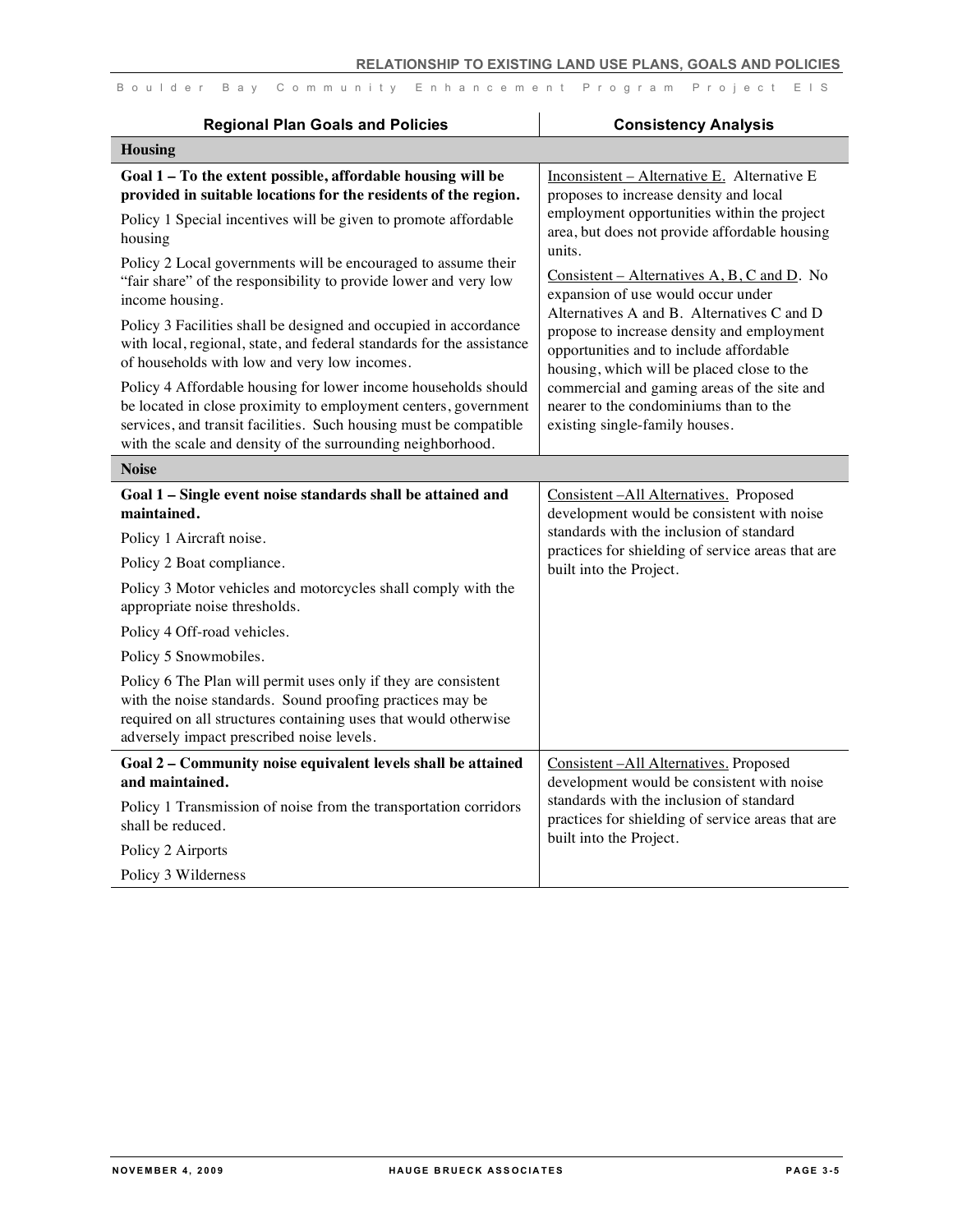| Regional Plan Goals and Policies | Consistency Analysis |
|---|---|
| **Housing** | |
| **Goal 1 – To the extent possible, affordable housing will be provided in suitable locations for the residents of the region.**<br><br>Policy 1 Special incentives will be given to promote affordable housing<br><br>Policy 2 Local governments will be encouraged to assume their "fair share" of the responsibility to provide lower and very low income housing.<br><br>Policy 3 Facilities shall be designed and occupied in accordance with local, regional, state, and federal standards for the assistance of households with low and very low incomes.<br><br>Policy 4 Affordable housing for lower income households should be located in close proximity to employment centers, government services, and transit facilities. Such housing must be compatible with the scale and density of the surrounding neighborhood. | <u>Inconsistent – Alternative E.</u> Alternative E proposes to increase density and local employment opportunities within the project area, but does not provide affordable housing units.<br><br><u>Consistent – Alternatives A, B, C and D</u>. No expansion of use would occur under Alternatives A and B. Alternatives C and D propose to increase density and employment opportunities and to include affordable housing, which will be placed close to the commercial and gaming areas of the site and nearer to the condominiums than to the existing single-family houses. |
| **Noise** | |
| **Goal 1 – Single event noise standards shall be attained and maintained.**<br><br>Policy 1 Aircraft noise.<br><br>Policy 2 Boat compliance.<br><br>Policy 3 Motor vehicles and motorcycles shall comply with the appropriate noise thresholds.<br><br>Policy 4 Off-road vehicles.<br><br>Policy 5 Snowmobiles.<br><br>Policy 6 The Plan will permit uses only if they are consistent with the noise standards. Sound proofing practices may be required on all structures containing uses that would otherwise adversely impact prescribed noise levels. | <u>Consistent –All Alternatives.</u> Proposed development would be consistent with noise standards with the inclusion of standard practices for shielding of service areas that are built into the Project. |
| **Goal 2 – Community noise equivalent levels shall be attained and maintained.**<br><br>Policy 1 Transmission of noise from the transportation corridors shall be reduced.<br><br>Policy 2 Airports<br><br>Policy 3 Wilderness | <u>Consistent –All Alternatives.</u> Proposed development would be consistent with noise standards with the inclusion of standard practices for shielding of service areas that are built into the Project. |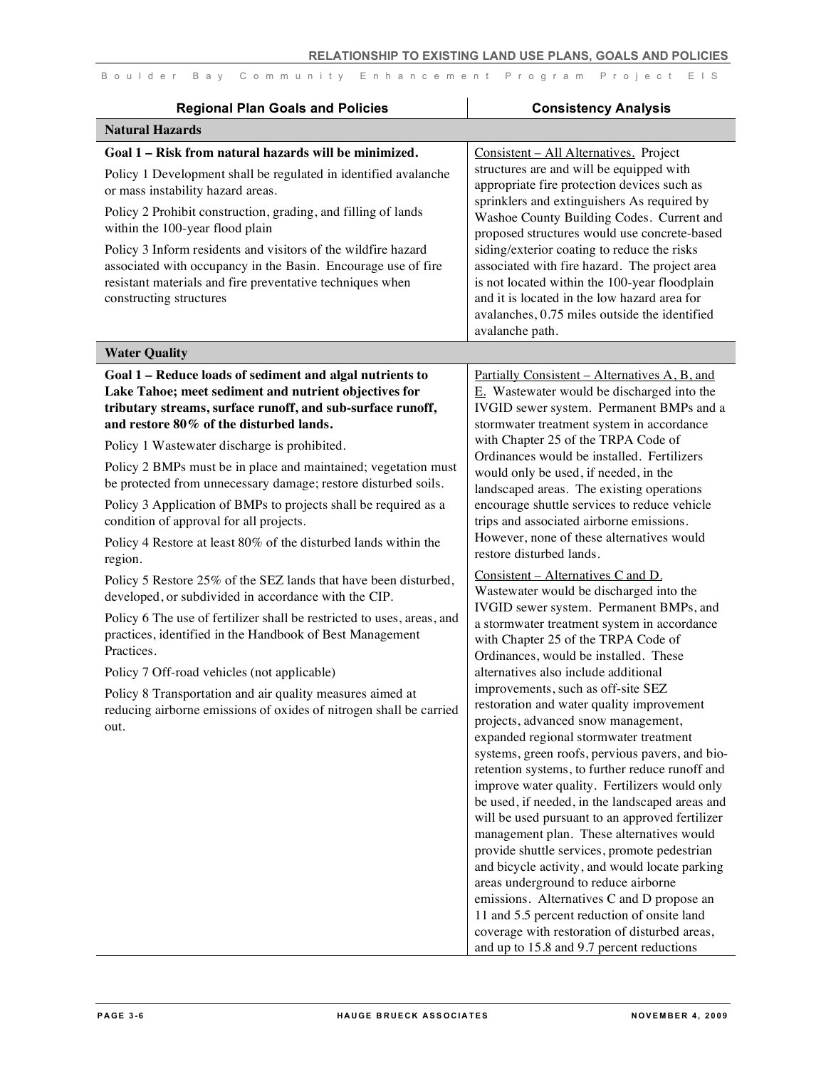| Regional Plan Goals and Policies | Consistency Analysis |
|---|---|
| **Natural Hazards** | |
| **Goal 1 – Risk from natural hazards will be minimized.**<br><br>Policy 1 Development shall be regulated in identified avalanche or mass instability hazard areas.<br><br>Policy 2 Prohibit construction, grading, and filling of lands within the 100-year flood plain<br><br>Policy 3 Inform residents and visitors of the wildfire hazard associated with occupancy in the Basin. Encourage use of fire resistant materials and fire preventative techniques when constructing structures | Consistent – All Alternatives. Project structures are and will be equipped with appropriate fire protection devices such as sprinklers and extinguishers As required by Washoe County Building Codes. Current and proposed structures would use concrete-based siding/exterior coating to reduce the risks associated with fire hazard. The project area is not located within the 100-year floodplain and it is located in the low hazard area for avalanches, 0.75 miles outside the identified avalanche path. |
| **Water Quality** | |
| **Goal 1 – Reduce loads of sediment and algal nutrients to Lake Tahoe; meet sediment and nutrient objectives for tributary streams, surface runoff, and sub-surface runoff, and restore 80% of the disturbed lands.**<br><br>Policy 1 Wastewater discharge is prohibited.<br><br>Policy 2 BMPs must be in place and maintained; vegetation must be protected from unnecessary damage; restore disturbed soils.<br><br>Policy 3 Application of BMPs to projects shall be required as a condition of approval for all projects.<br><br>Policy 4 Restore at least 80% of the disturbed lands within the region.<br><br>Policy 5 Restore 25% of the SEZ lands that have been disturbed, developed, or subdivided in accordance with the CIP.<br><br>Policy 6 The use of fertilizer shall be restricted to uses, areas, and practices, identified in the Handbook of Best Management Practices.<br><br>Policy 7 Off-road vehicles (not applicable)<br><br>Policy 8 Transportation and air quality measures aimed at reducing airborne emissions of oxides of nitrogen shall be carried out. | Partially Consistent – Alternatives A, B, and E. Wastewater would be discharged into the IVGID sewer system. Permanent BMPs and a stormwater treatment system in accordance with Chapter 25 of the TRPA Code of Ordinances would be installed. Fertilizers would only be used, if needed, in the landscaped areas. The existing operations encourage shuttle services to reduce vehicle trips and associated airborne emissions. However, none of these alternatives would restore disturbed lands.<br><br>Consistent – Alternatives C and D. Wastewater would be discharged into the IVGID sewer system. Permanent BMPs, and a stormwater treatment system in accordance with Chapter 25 of the TRPA Code of Ordinances, would be installed. These alternatives also include additional improvements, such as off-site SEZ restoration and water quality improvement projects, advanced snow management, expanded regional stormwater treatment systems, green roofs, pervious pavers, and bio-retention systems, to further reduce runoff and improve water quality. Fertilizers would only be used, if needed, in the landscaped areas and will be used pursuant to an approved fertilizer management plan. These alternatives would provide shuttle services, promote pedestrian and bicycle activity, and would locate parking areas underground to reduce airborne emissions. Alternatives C and D propose an 11 and 5.5 percent reduction of onsite land coverage with restoration of disturbed areas, and up to 15.8 and 9.7 percent reductions |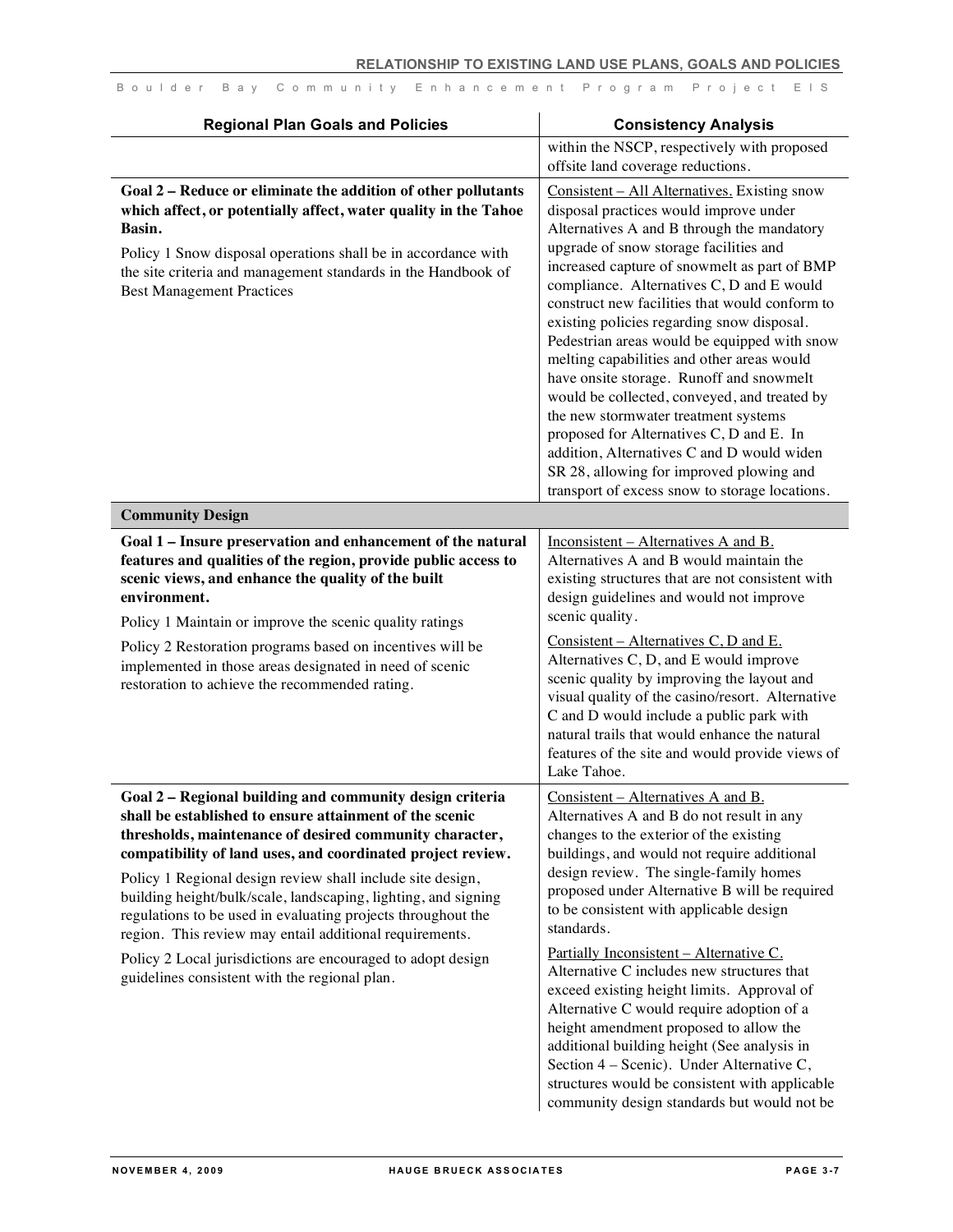| Regional Plan Goals and Policies | Consistency Analysis |
|---|---|
| | within the NSCP, respectively with proposed offsite land coverage reductions. |
| **Goal 2 – Reduce or eliminate the addition of other pollutants which affect, or potentially affect, water quality in the Tahoe Basin.**<br><br>Policy 1 Snow disposal operations shall be in accordance with the site criteria and management standards in the Handbook of Best Management Practices | Consistent – All Alternatives. Existing snow disposal practices would improve under Alternatives A and B through the mandatory upgrade of snow storage facilities and increased capture of snowmelt as part of BMP compliance. Alternatives C, D and E would construct new facilities that would conform to existing policies regarding snow disposal. Pedestrian areas would be equipped with snow melting capabilities and other areas would have onsite storage. Runoff and snowmelt would be collected, conveyed, and treated by the new stormwater treatment systems proposed for Alternatives C, D and E. In addition, Alternatives C and D would widen SR 28, allowing for improved plowing and transport of excess snow to storage locations. |
| **Community Design** | |
| **Goal 1 – Insure preservation and enhancement of the natural features and qualities of the region, provide public access to scenic views, and enhance the quality of the built environment.**<br><br>Policy 1 Maintain or improve the scenic quality ratings<br><br>Policy 2 Restoration programs based on incentives will be implemented in those areas designated in need of scenic restoration to achieve the recommended rating. | Inconsistent – Alternatives A and B. Alternatives A and B would maintain the existing structures that are not consistent with design guidelines and would not improve scenic quality.<br><br>Consistent – Alternatives C, D and E. Alternatives C, D, and E would improve scenic quality by improving the layout and visual quality of the casino/resort. Alternative C and D would include a public park with natural trails that would enhance the natural features of the site and would provide views of Lake Tahoe. |
| **Goal 2 – Regional building and community design criteria shall be established to ensure attainment of the scenic thresholds, maintenance of desired community character, compatibility of land uses, and coordinated project review.**<br><br>Policy 1 Regional design review shall include site design, building height/bulk/scale, landscaping, lighting, and signing regulations to be used in evaluating projects throughout the region. This review may entail additional requirements.<br><br>Policy 2 Local jurisdictions are encouraged to adopt design guidelines consistent with the regional plan. | Consistent – Alternatives A and B. Alternatives A and B do not result in any changes to the exterior of the existing buildings, and would not require additional design review. The single-family homes proposed under Alternative B will be required to be consistent with applicable design standards.<br><br>Partially Inconsistent – Alternative C. Alternative C includes new structures that exceed existing height limits. Approval of Alternative C would require adoption of a height amendment proposed to allow the additional building height (See analysis in Section 4 – Scenic). Under Alternative C, structures would be consistent with applicable community design standards but would not be |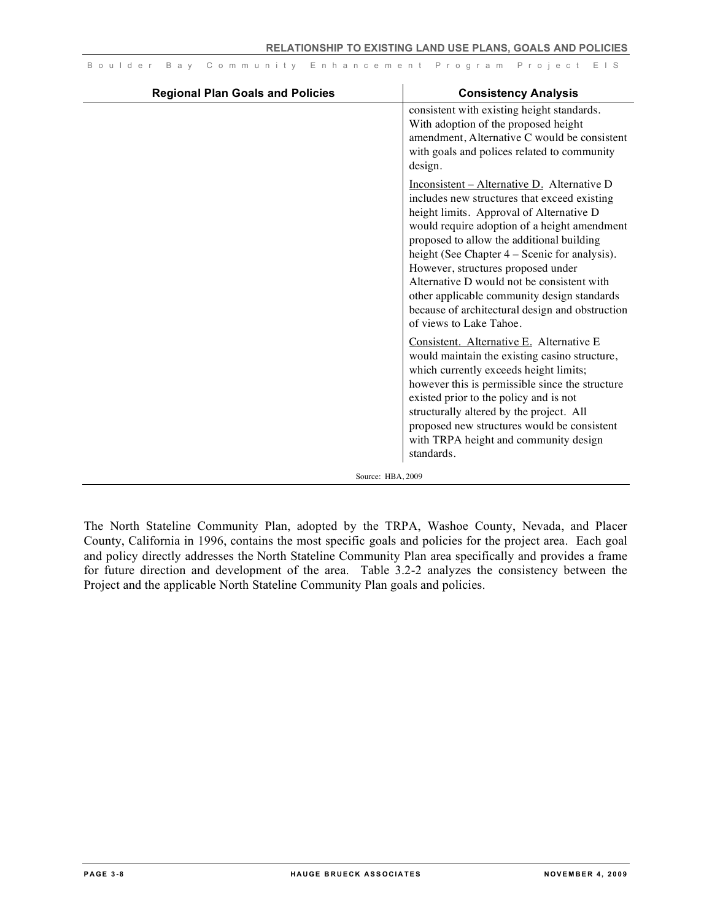| Regional Plan Goals and Policies | Consistency Analysis |
|---|---|
| | consistent with existing height standards. With adoption of the proposed height amendment, Alternative C would be consistent with goals and polices related to community design. |
| | Inconsistent – Alternative D. Alternative D includes new structures that exceed existing height limits. Approval of Alternative D would require adoption of a height amendment proposed to allow the additional building height (See Chapter 4 – Scenic for analysis). However, structures proposed under Alternative D would not be consistent with other applicable community design standards because of architectural design and obstruction of views to Lake Tahoe. |
| | Consistent. Alternative E. Alternative E would maintain the existing casino structure, which currently exceeds height limits; however this is permissible since the structure existed prior to the policy and is not structurally altered by the project. All proposed new structures would be consistent with TRPA height and community design standards. |

Source: HBA, 2009

The North Stateline Community Plan, adopted by the TRPA, Washoe County, Nevada, and Placer County, California in 1996, contains the most specific goals and policies for the project area. Each goal and policy directly addresses the North Stateline Community Plan area specifically and provides a frame for future direction and development of the area. Table 3.2-2 analyzes the consistency between the Project and the applicable North Stateline Community Plan goals and policies.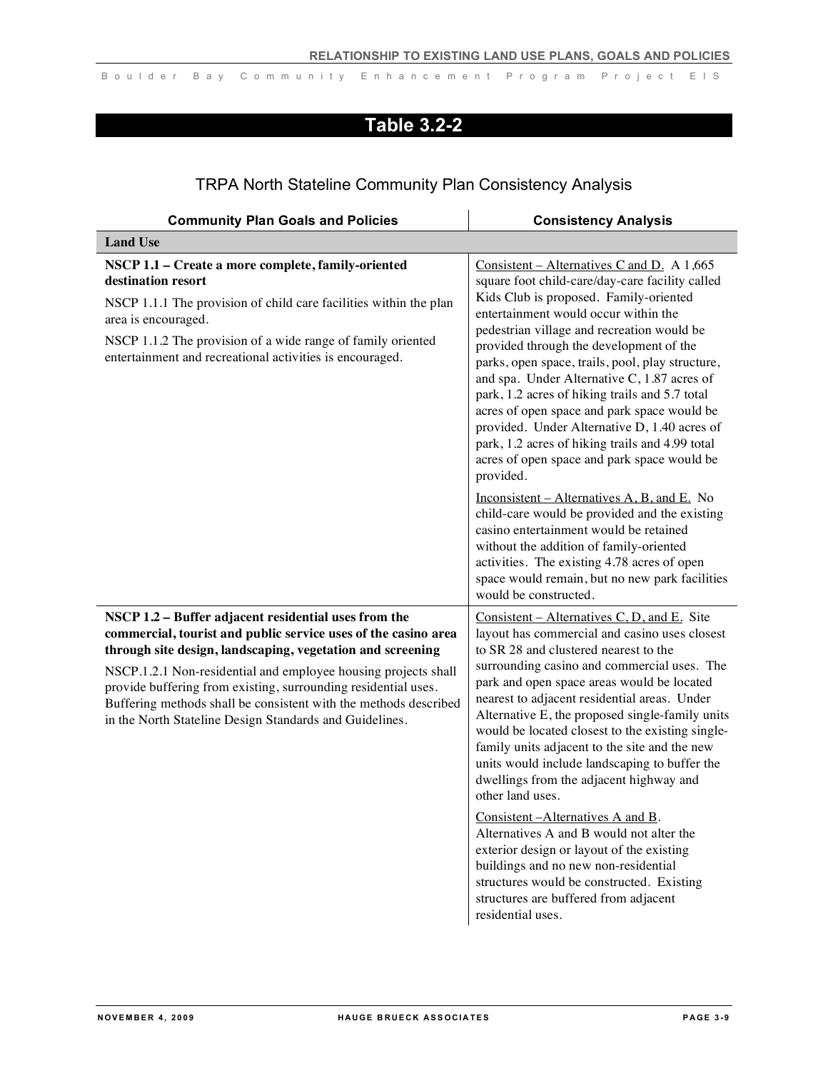## Table 3.2-2

### TRPA North Stateline Community Plan Consistency Analysis

| Community Plan Goals and Policies | Consistency Analysis |
|---|---|
| **Land Use** | |
| **NSCP 1.1 – Create a more complete, family-oriented destination resort**<br><br>NSCP 1.1.1 The provision of child care facilities within the plan area is encouraged.<br><br>NSCP 1.1.2 The provision of a wide range of family oriented entertainment and recreational activities is encouraged. | Consistent – Alternatives C and D. A 1,665 square foot child-care/day-care facility called Kids Club is proposed. Family-oriented entertainment would occur within the pedestrian village and recreation would be provided through the development of the parks, open space, trails, pool, play structure, and spa. Under Alternative C, 1.87 acres of park, 1.2 acres of hiking trails and 5.7 total acres of open space and park space would be provided. Under Alternative D, 1.40 acres of park, 1.2 acres of hiking trails and 4.99 total acres of open space and park space would be provided.<br><br>Inconsistent – Alternatives A, B, and E. No child-care would be provided and the existing casino entertainment would be retained without the addition of family-oriented activities. The existing 4.78 acres of open space would remain, but no new park facilities would be constructed. |
| **NSCP 1.2 – Buffer adjacent residential uses from the commercial, tourist and public service uses of the casino area through site design, landscaping, vegetation and screening**<br><br>NSCP.1.2.1 Non-residential and employee housing projects shall provide buffering from existing, surrounding residential uses. Buffering methods shall be consistent with the methods described in the North Stateline Design Standards and Guidelines. | Consistent – Alternatives C, D, and E. Site layout has commercial and casino uses closest to SR 28 and clustered nearest to the surrounding casino and commercial uses. The park and open space areas would be located nearest to adjacent residential areas. Under Alternative E, the proposed single-family units would be located closest to the existing single-family units adjacent to the site and the new units would include landscaping to buffer the dwellings from the adjacent highway and other land uses.<br><br>Consistent –Alternatives A and B. Alternatives A and B would not alter the exterior design or layout of the existing buildings and no new non-residential structures would be constructed. Existing structures are buffered from adjacent residential uses. |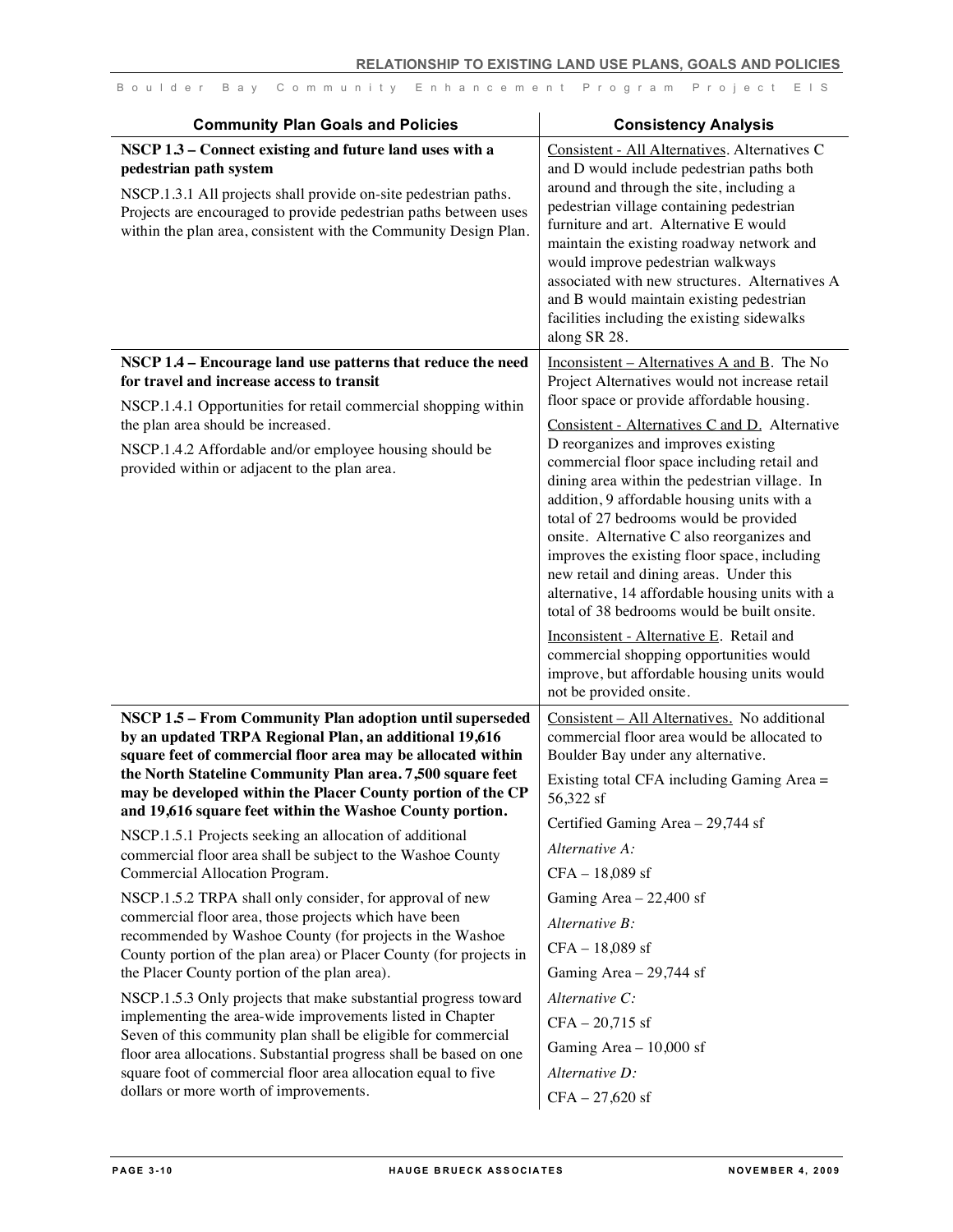| Community Plan Goals and Policies | Consistency Analysis |
|---|---|
| **NSCP 1.3 – Connect existing and future land uses with a pedestrian path system**<br><br>NSCP.1.3.1 All projects shall provide on-site pedestrian paths. Projects are encouraged to provide pedestrian paths between uses within the plan area, consistent with the Community Design Plan. | Consistent - All Alternatives. Alternatives C and D would include pedestrian paths both around and through the site, including a pedestrian village containing pedestrian furniture and art. Alternative E would maintain the existing roadway network and would improve pedestrian walkways associated with new structures. Alternatives A and B would maintain existing pedestrian facilities including the existing sidewalks along SR 28. |
| **NSCP 1.4 – Encourage land use patterns that reduce the need for travel and increase access to transit**<br><br>NSCP.1.4.1 Opportunities for retail commercial shopping within the plan area should be increased.<br><br>NSCP.1.4.2 Affordable and/or employee housing should be provided within or adjacent to the plan area. | Inconsistent – Alternatives A and B. The No Project Alternatives would not increase retail floor space or provide affordable housing.<br><br>Consistent - Alternatives C and D. Alternative D reorganizes and improves existing commercial floor space including retail and dining area within the pedestrian village. In addition, 9 affordable housing units with a total of 27 bedrooms would be provided onsite. Alternative C also reorganizes and improves the existing floor space, including new retail and dining areas. Under this alternative, 14 affordable housing units with a total of 38 bedrooms would be built onsite.<br><br>Inconsistent - Alternative E. Retail and commercial shopping opportunities would improve, but affordable housing units would not be provided onsite. |
| **NSCP 1.5 – From Community Plan adoption until superseded by an updated TRPA Regional Plan, an additional 19,616 square feet of commercial floor area may be allocated within the North Stateline Community Plan area. 7,500 square feet may be developed within the Placer County portion of the CP and 19,616 square feet within the Washoe County portion.**<br><br>NSCP.1.5.1 Projects seeking an allocation of additional commercial floor area shall be subject to the Washoe County Commercial Allocation Program.<br><br>NSCP.1.5.2 TRPA shall only consider, for approval of new commercial floor area, those projects which have been recommended by Washoe County (for projects in the Washoe County portion of the plan area) or Placer County (for projects in the Placer County portion of the plan area).<br><br>NSCP.1.5.3 Only projects that make substantial progress toward implementing the area-wide improvements listed in Chapter Seven of this community plan shall be eligible for commercial floor area allocations. Substantial progress shall be based on one square foot of commercial floor area allocation equal to five dollars or more worth of improvements. | Consistent – All Alternatives. No additional commercial floor area would be allocated to Boulder Bay under any alternative.<br><br>Existing total CFA including Gaming Area = 56,322 sf<br><br>Certified Gaming Area – 29,744 sf<br><br>*Alternative A:*<br><br>CFA – 18,089 sf<br><br>Gaming Area – 22,400 sf<br><br>*Alternative B:*<br><br>CFA – 18,089 sf<br><br>Gaming Area – 29,744 sf<br><br>*Alternative C:*<br><br>CFA – 20,715 sf<br><br>Gaming Area – 10,000 sf<br><br>*Alternative D:*<br><br>CFA – 27,620 sf |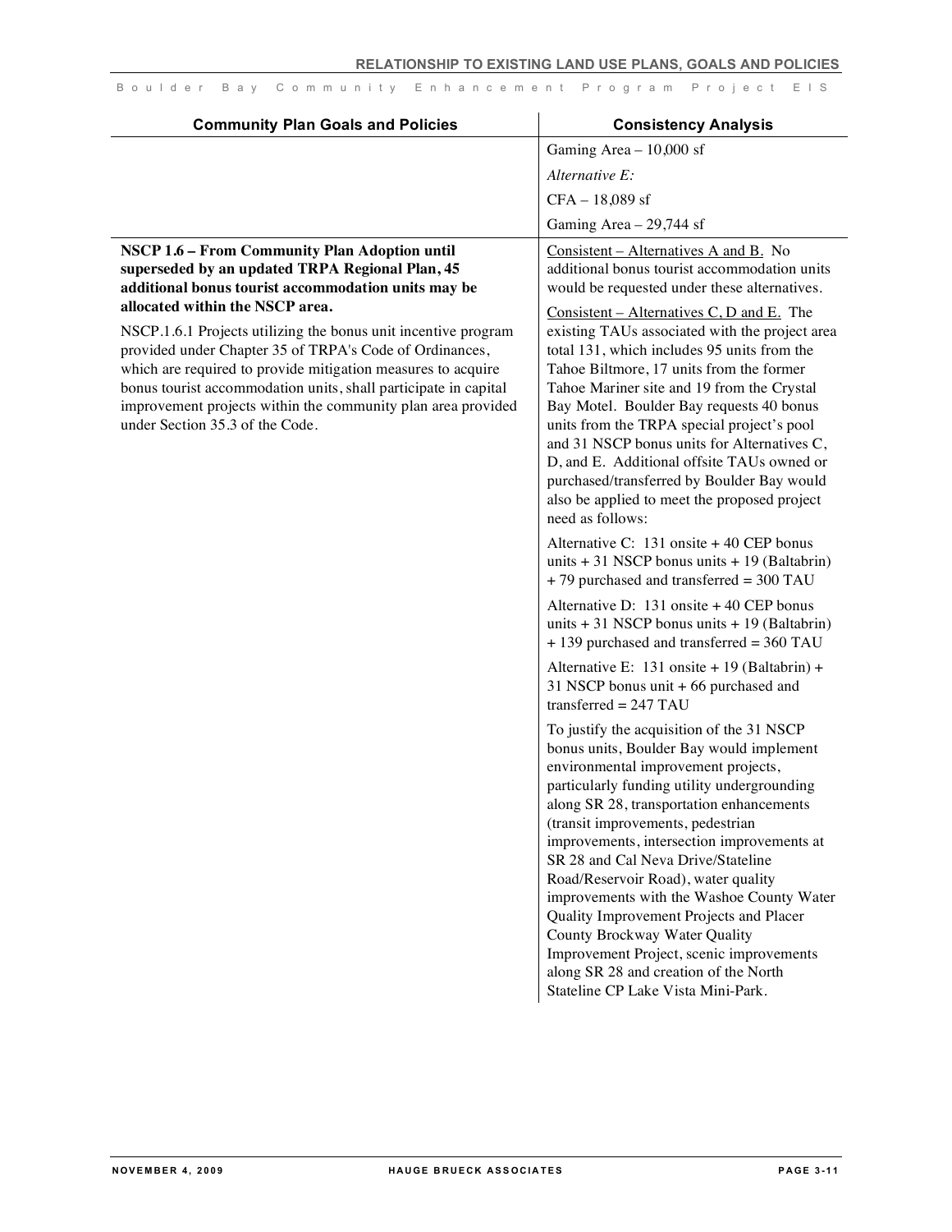| Community Plan Goals and Policies | Consistency Analysis |
|---|---|
| | Gaming Area – 10,000 sf<br>*Alternative E:*<br>CFA – 18,089 sf<br>Gaming Area – 29,744 sf |
| **NSCP 1.6 – From Community Plan Adoption until superseded by an updated TRPA Regional Plan, 45 additional bonus tourist accommodation units may be allocated within the NSCP area.**<br><br>NSCP.1.6.1 Projects utilizing the bonus unit incentive program provided under Chapter 35 of TRPA's Code of Ordinances, which are required to provide mitigation measures to acquire bonus tourist accommodation units, shall participate in capital improvement projects within the community plan area provided under Section 35.3 of the Code. | Consistent – Alternatives A and B. No additional bonus tourist accommodation units would be requested under these alternatives.<br><br>Consistent – Alternatives C, D and E. The existing TAUs associated with the project area total 131, which includes 95 units from the Tahoe Biltmore, 17 units from the former Tahoe Mariner site and 19 from the Crystal Bay Motel. Boulder Bay requests 40 bonus units from the TRPA special project's pool and 31 NSCP bonus units for Alternatives C, D, and E. Additional offsite TAUs owned or purchased/transferred by Boulder Bay would also be applied to meet the proposed project need as follows:<br><br>Alternative C: 131 onsite + 40 CEP bonus units + 31 NSCP bonus units + 19 (Baltabrin) + 79 purchased and transferred = 300 TAU<br><br>Alternative D: 131 onsite + 40 CEP bonus units + 31 NSCP bonus units + 19 (Baltabrin) + 139 purchased and transferred = 360 TAU<br><br>Alternative E: 131 onsite + 19 (Baltabrin) + 31 NSCP bonus unit + 66 purchased and transferred = 247 TAU<br><br>To justify the acquisition of the 31 NSCP bonus units, Boulder Bay would implement environmental improvement projects, particularly funding utility undergrounding along SR 28, transportation enhancements (transit improvements, pedestrian improvements, intersection improvements at SR 28 and Cal Neva Drive/Stateline Road/Reservoir Road), water quality improvements with the Washoe County Water Quality Improvement Projects and Placer County Brockway Water Quality Improvement Project, scenic improvements along SR 28 and creation of the North Stateline CP Lake Vista Mini-Park. |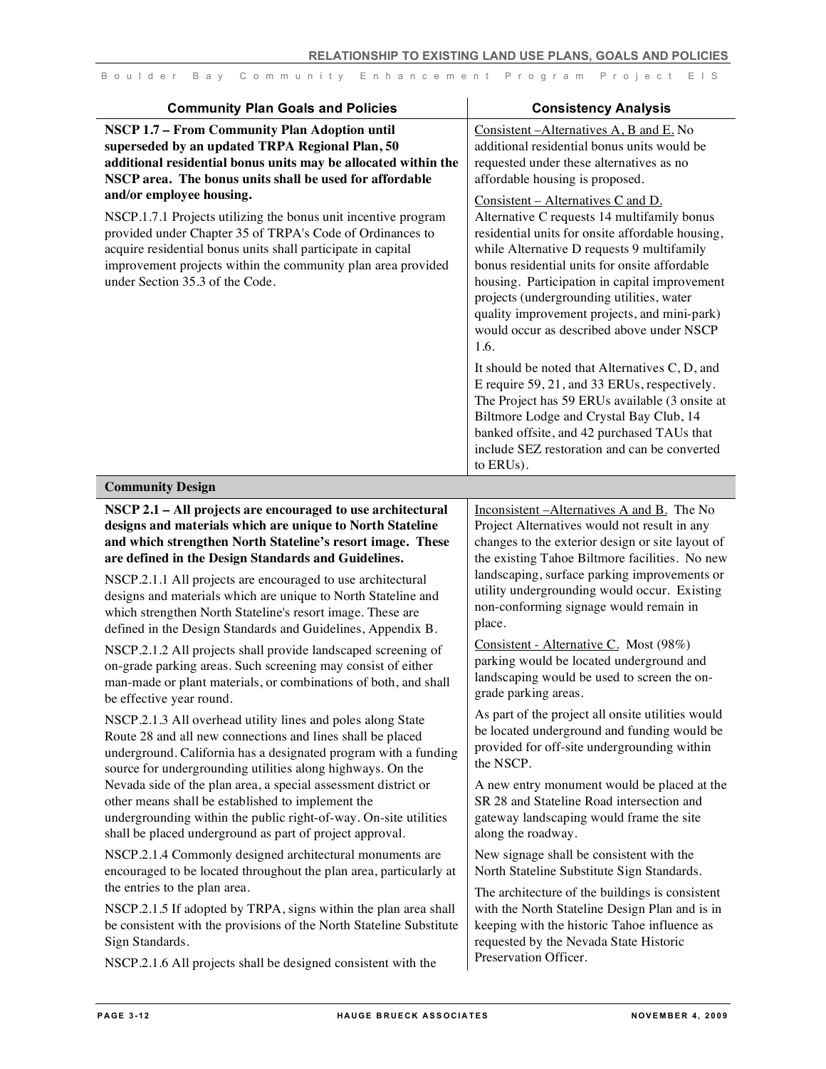| Community Plan Goals and Policies | Consistency Analysis |
|---|---|
| **NSCP 1.7 – From Community Plan Adoption until superseded by an updated TRPA Regional Plan, 50 additional residential bonus units may be allocated within the NSCP area. The bonus units shall be used for affordable and/or employee housing.**<br><br>NSCP.1.7.1 Projects utilizing the bonus unit incentive program provided under Chapter 35 of TRPA's Code of Ordinances to acquire residential bonus units shall participate in capital improvement projects within the community plan area provided under Section 35.3 of the Code. | Consistent –Alternatives A, B and E. No additional residential bonus units would be requested under these alternatives as no affordable housing is proposed.<br><br>Consistent – Alternatives C and D. Alternative C requests 14 multifamily bonus residential units for onsite affordable housing, while Alternative D requests 9 multifamily bonus residential units for onsite affordable housing. Participation in capital improvement projects (undergrounding utilities, water quality improvement projects, and mini-park) would occur as described above under NSCP 1.6.<br><br>It should be noted that Alternatives C, D, and E require 59, 21, and 33 ERUs, respectively. The Project has 59 ERUs available (3 onsite at Biltmore Lodge and Crystal Bay Club, 14 banked offsite, and 42 purchased TAUs that include SEZ restoration and can be converted to ERUs). |
| **Community Design** | |
| **NSCP 2.1 – All projects are encouraged to use architectural designs and materials which are unique to North Stateline and which strengthen North Stateline's resort image. These are defined in the Design Standards and Guidelines.**<br><br>NSCP.2.1.1 All projects are encouraged to use architectural designs and materials which are unique to North Stateline and which strengthen North Stateline's resort image. These are defined in the Design Standards and Guidelines, Appendix B.<br><br>NSCP.2.1.2 All projects shall provide landscaped screening of on-grade parking areas. Such screening may consist of either man-made or plant materials, or combinations of both, and shall be effective year round.<br><br>NSCP.2.1.3 All overhead utility lines and poles along State Route 28 and all new connections and lines shall be placed underground. California has a designated program with a funding source for undergrounding utilities along highways. On the Nevada side of the plan area, a special assessment district or other means shall be established to implement the undergrounding within the public right-of-way. On-site utilities shall be placed underground as part of project approval.<br><br>NSCP.2.1.4 Commonly designed architectural monuments are encouraged to be located throughout the plan area, particularly at the entries to the plan area.<br><br>NSCP.2.1.5 If adopted by TRPA, signs within the plan area shall be consistent with the provisions of the North Stateline Substitute Sign Standards.<br><br>NSCP.2.1.6 All projects shall be designed consistent with the | Inconsistent –Alternatives A and B. The No Project Alternatives would not result in any changes to the exterior design or site layout of the existing Tahoe Biltmore facilities. No new landscaping, surface parking improvements or utility undergrounding would occur. Existing non-conforming signage would remain in place.<br><br>Consistent - Alternative C. Most (98%) parking would be located underground and landscaping would be used to screen the on-grade parking areas.<br><br>As part of the project all onsite utilities would be located underground and funding would be provided for off-site undergrounding within the NSCP.<br><br>A new entry monument would be placed at the SR 28 and Stateline Road intersection and gateway landscaping would frame the site along the roadway.<br><br>New signage shall be consistent with the North Stateline Substitute Sign Standards.<br><br>The architecture of the buildings is consistent with the North Stateline Design Plan and is in keeping with the historic Tahoe influence as requested by the Nevada State Historic Preservation Officer. |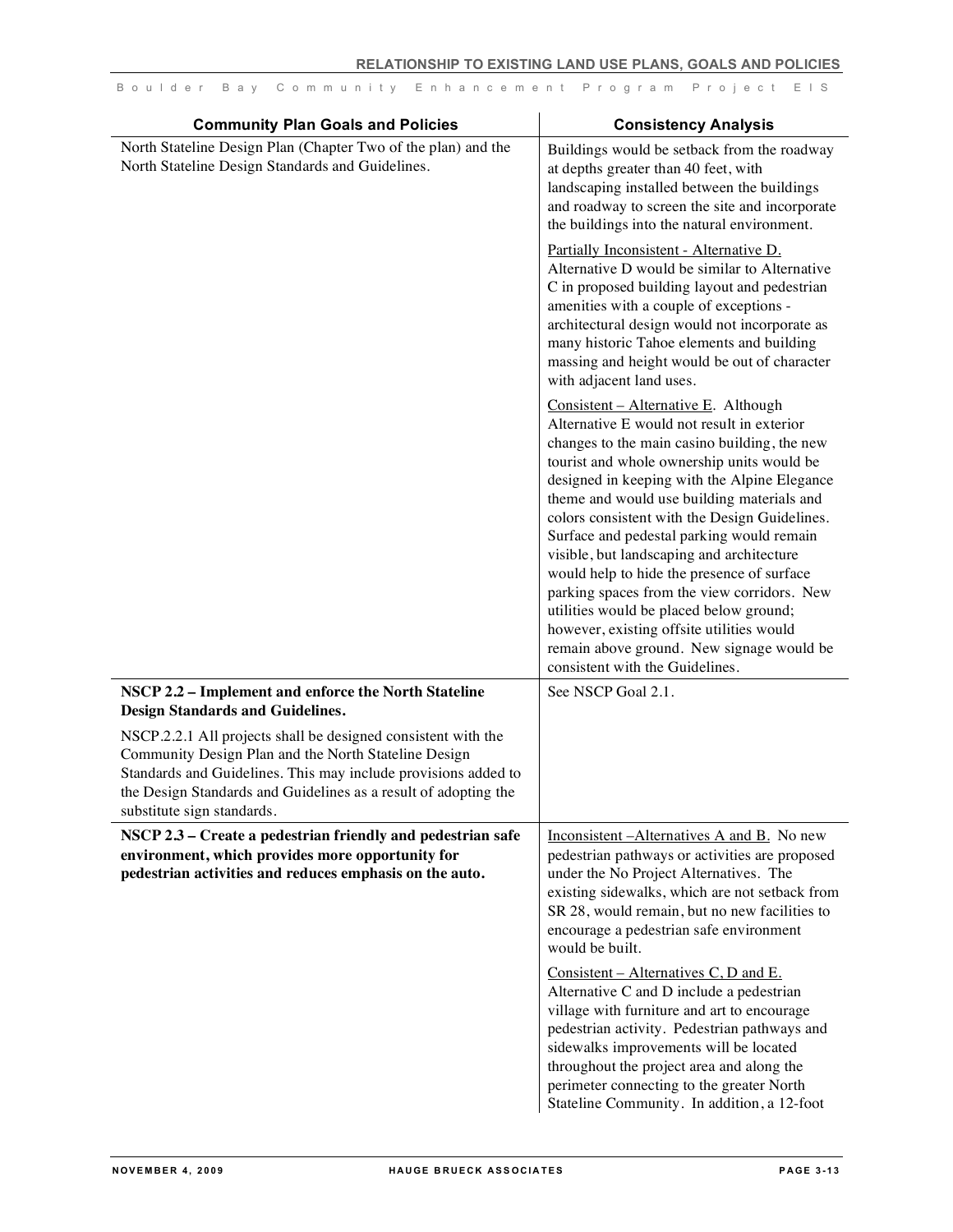| Community Plan Goals and Policies | Consistency Analysis |
|---|---|
| North Stateline Design Plan (Chapter Two of the plan) and the North Stateline Design Standards and Guidelines. | Buildings would be setback from the roadway at depths greater than 40 feet, with landscaping installed between the buildings and roadway to screen the site and incorporate the buildings into the natural environment.<br><br>Partially Inconsistent - Alternative D. Alternative D would be similar to Alternative C in proposed building layout and pedestrian amenities with a couple of exceptions - architectural design would not incorporate as many historic Tahoe elements and building massing and height would be out of character with adjacent land uses.<br><br>Consistent – Alternative E. Although Alternative E would not result in exterior changes to the main casino building, the new tourist and whole ownership units would be designed in keeping with the Alpine Elegance theme and would use building materials and colors consistent with the Design Guidelines. Surface and pedestal parking would remain visible, but landscaping and architecture would help to hide the presence of surface parking spaces from the view corridors. New utilities would be placed below ground; however, existing offsite utilities would remain above ground. New signage would be consistent with the Guidelines. |
| **NSCP 2.2 – Implement and enforce the North Stateline Design Standards and Guidelines.**<br><br>NSCP.2.2.1 All projects shall be designed consistent with the Community Design Plan and the North Stateline Design Standards and Guidelines. This may include provisions added to the Design Standards and Guidelines as a result of adopting the substitute sign standards. | See NSCP Goal 2.1. |
| **NSCP 2.3 – Create a pedestrian friendly and pedestrian safe environment, which provides more opportunity for pedestrian activities and reduces emphasis on the auto.** | Inconsistent –Alternatives A and B. No new pedestrian pathways or activities are proposed under the No Project Alternatives. The existing sidewalks, which are not setback from SR 28, would remain, but no new facilities to encourage a pedestrian safe environment would be built.<br><br>Consistent – Alternatives C, D and E. Alternative C and D include a pedestrian village with furniture and art to encourage pedestrian activity. Pedestrian pathways and sidewalks improvements will be located throughout the project area and along the perimeter connecting to the greater North Stateline Community. In addition, a 12-foot |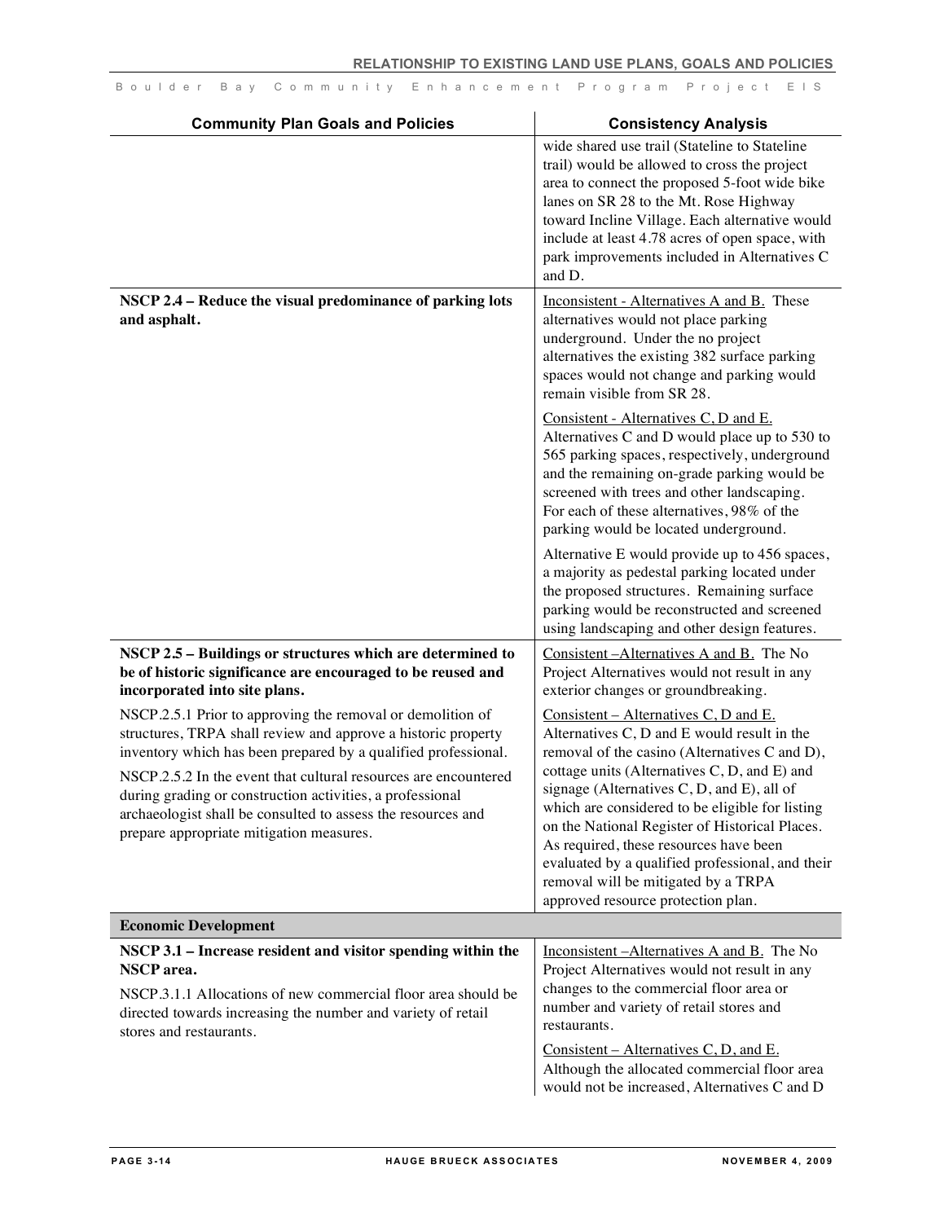| Community Plan Goals and Policies | Consistency Analysis |
|---|---|
| | wide shared use trail (Stateline to Stateline trail) would be allowed to cross the project area to connect the proposed 5-foot wide bike lanes on SR 28 to the Mt. Rose Highway toward Incline Village. Each alternative would include at least 4.78 acres of open space, with park improvements included in Alternatives C and D. |
| **NSCP 2.4 – Reduce the visual predominance of parking lots and asphalt.** | Inconsistent - Alternatives A and B. These alternatives would not place parking underground. Under the no project alternatives the existing 382 surface parking spaces would not change and parking would remain visible from SR 28.<br><br>Consistent - Alternatives C, D and E. Alternatives C and D would place up to 530 to 565 parking spaces, respectively, underground and the remaining on-grade parking would be screened with trees and other landscaping. For each of these alternatives, 98% of the parking would be located underground.<br><br>Alternative E would provide up to 456 spaces, a majority as pedestal parking located under the proposed structures. Remaining surface parking would be reconstructed and screened using landscaping and other design features. |
| **NSCP 2.5 – Buildings or structures which are determined to be of historic significance are encouraged to be reused and incorporated into site plans.**<br><br>NSCP.2.5.1 Prior to approving the removal or demolition of structures, TRPA shall review and approve a historic property inventory which has been prepared by a qualified professional.<br><br>NSCP.2.5.2 In the event that cultural resources are encountered during grading or construction activities, a professional archaeologist shall be consulted to assess the resources and prepare appropriate mitigation measures. | Consistent –Alternatives A and B. The No Project Alternatives would not result in any exterior changes or groundbreaking.<br><br>Consistent – Alternatives C, D and E. Alternatives C, D and E would result in the removal of the casino (Alternatives C and D), cottage units (Alternatives C, D, and E) and signage (Alternatives C, D, and E), all of which are considered to be eligible for listing on the National Register of Historical Places. As required, these resources have been evaluated by a qualified professional, and their removal will be mitigated by a TRPA approved resource protection plan. |
| **Economic Development** | |
| **NSCP 3.1 – Increase resident and visitor spending within the NSCP area.**<br><br>NSCP.3.1.1 Allocations of new commercial floor area should be directed towards increasing the number and variety of retail stores and restaurants. | Inconsistent –Alternatives A and B. The No Project Alternatives would not result in any changes to the commercial floor area or number and variety of retail stores and restaurants.<br><br>Consistent – Alternatives C, D, and E. Although the allocated commercial floor area would not be increased, Alternatives C and D |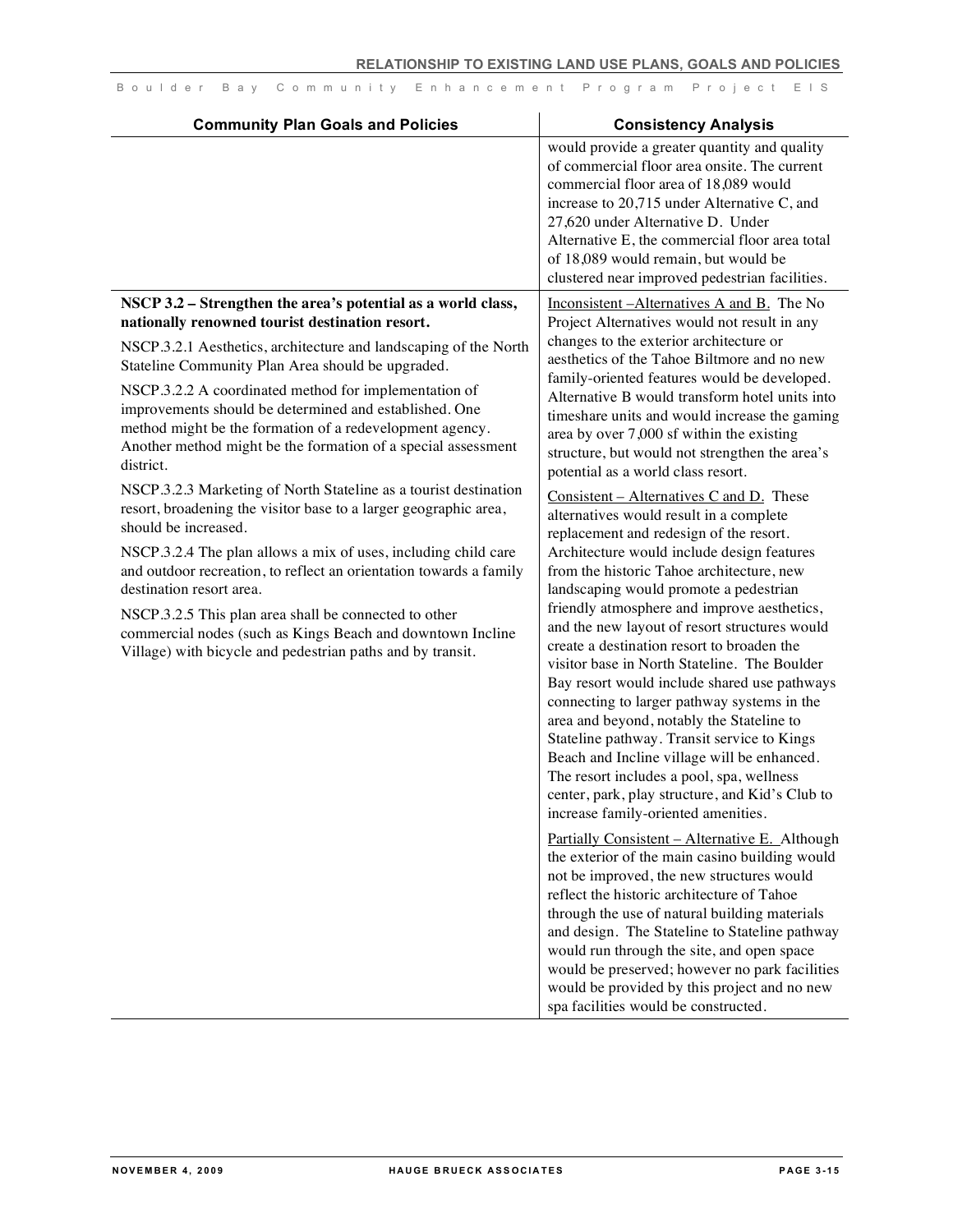| Community Plan Goals and Policies | Consistency Analysis |
|---|---|
| | would provide a greater quantity and quality of commercial floor area onsite. The current commercial floor area of 18,089 would increase to 20,715 under Alternative C, and 27,620 under Alternative D. Under Alternative E, the commercial floor area total of 18,089 would remain, but would be clustered near improved pedestrian facilities. |
| **NSCP 3.2 – Strengthen the area's potential as a world class, nationally renowned tourist destination resort.**<br><br>NSCP.3.2.1 Aesthetics, architecture and landscaping of the North Stateline Community Plan Area should be upgraded.<br><br>NSCP.3.2.2 A coordinated method for implementation of improvements should be determined and established. One method might be the formation of a redevelopment agency. Another method might be the formation of a special assessment district.<br><br>NSCP.3.2.3 Marketing of North Stateline as a tourist destination resort, broadening the visitor base to a larger geographic area, should be increased.<br><br>NSCP.3.2.4 The plan allows a mix of uses, including child care and outdoor recreation, to reflect an orientation towards a family destination resort area.<br><br>NSCP.3.2.5 This plan area shall be connected to other commercial nodes (such as Kings Beach and downtown Incline Village) with bicycle and pedestrian paths and by transit. | <u>Inconsistent –Alternatives A and B.</u> The No Project Alternatives would not result in any changes to the exterior architecture or aesthetics of the Tahoe Biltmore and no new family-oriented features would be developed. Alternative B would transform hotel units into timeshare units and would increase the gaming area by over 7,000 sf within the existing structure, but would not strengthen the area's potential as a world class resort.<br><br><u>Consistent – Alternatives C and D.</u> These alternatives would result in a complete replacement and redesign of the resort. Architecture would include design features from the historic Tahoe architecture, new landscaping would promote a pedestrian friendly atmosphere and improve aesthetics, and the new layout of resort structures would create a destination resort to broaden the visitor base in North Stateline. The Boulder Bay resort would include shared use pathways connecting to larger pathway systems in the area and beyond, notably the Stateline to Stateline pathway. Transit service to Kings Beach and Incline village will be enhanced. The resort includes a pool, spa, wellness center, park, play structure, and Kid's Club to increase family-oriented amenities.<br><br><u>Partially Consistent – Alternative E.</u> Although the exterior of the main casino building would not be improved, the new structures would reflect the historic architecture of Tahoe through the use of natural building materials and design. The Stateline to Stateline pathway would run through the site, and open space would be preserved; however no park facilities would be provided by this project and no new spa facilities would be constructed. |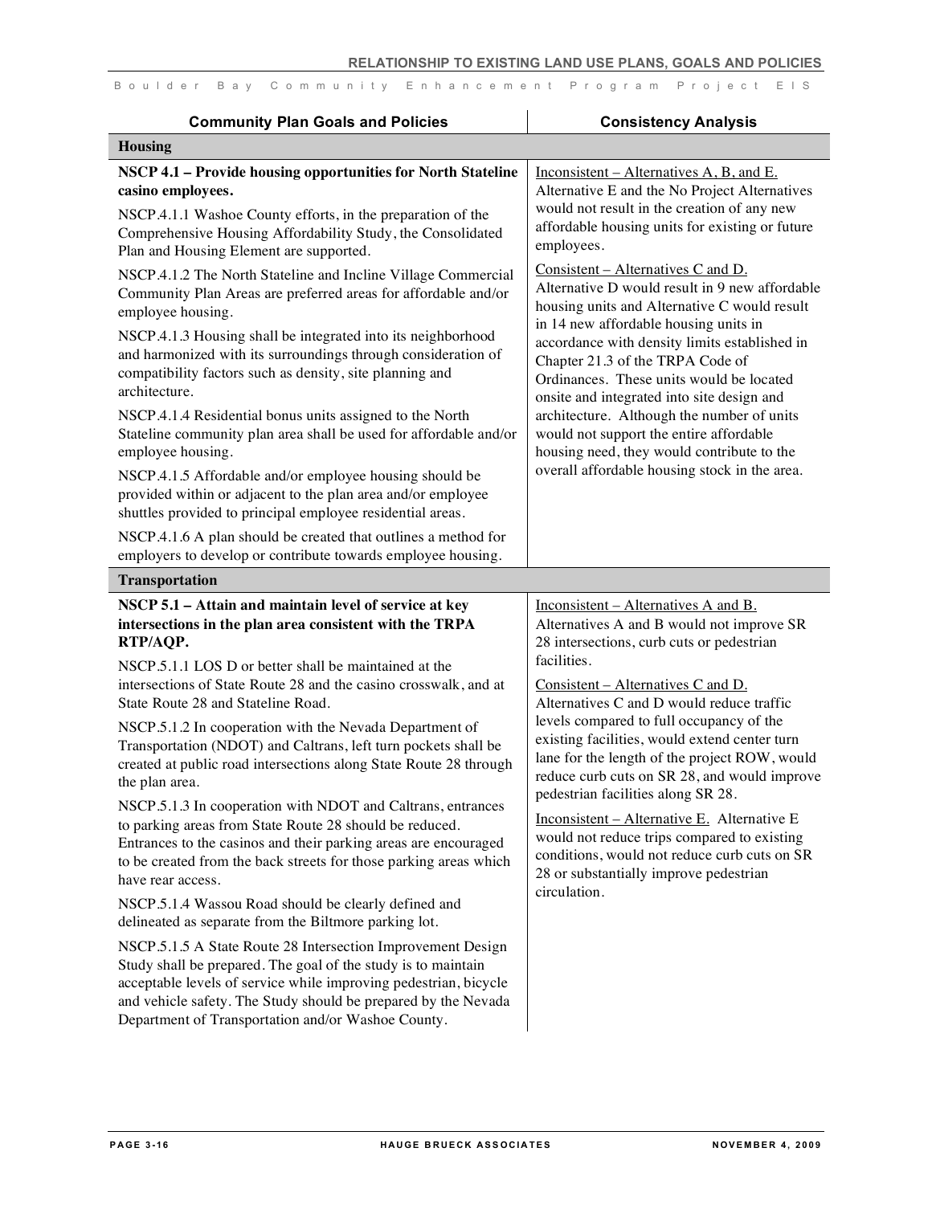| Community Plan Goals and Policies | Consistency Analysis |
|---|---|
| **Housing** | |
| **NSCP 4.1 – Provide housing opportunities for North Stateline casino employees.**<br><br>NSCP.4.1.1 Washoe County efforts, in the preparation of the Comprehensive Housing Affordability Study, the Consolidated Plan and Housing Element are supported.<br><br>NSCP.4.1.2 The North Stateline and Incline Village Commercial Community Plan Areas are preferred areas for affordable and/or employee housing.<br><br>NSCP.4.1.3 Housing shall be integrated into its neighborhood and harmonized with its surroundings through consideration of compatibility factors such as density, site planning and architecture.<br><br>NSCP.4.1.4 Residential bonus units assigned to the North Stateline community plan area shall be used for affordable and/or employee housing.<br><br>NSCP.4.1.5 Affordable and/or employee housing should be provided within or adjacent to the plan area and/or employee shuttles provided to principal employee residential areas.<br><br>NSCP.4.1.6 A plan should be created that outlines a method for employers to develop or contribute towards employee housing. | Inconsistent – Alternatives A, B, and E. Alternative E and the No Project Alternatives would not result in the creation of any new affordable housing units for existing or future employees.<br><br>Consistent – Alternatives C and D. Alternative D would result in 9 new affordable housing units and Alternative C would result in 14 new affordable housing units in accordance with density limits established in Chapter 21.3 of the TRPA Code of Ordinances. These units would be located onsite and integrated into site design and architecture. Although the number of units would not support the entire affordable housing need, they would contribute to the overall affordable housing stock in the area. |
| **Transportation** | |
| **NSCP 5.1 – Attain and maintain level of service at key intersections in the plan area consistent with the TRPA RTP/AQP.**<br><br>NSCP.5.1.1 LOS D or better shall be maintained at the intersections of State Route 28 and the casino crosswalk, and at State Route 28 and Stateline Road.<br><br>NSCP.5.1.2 In cooperation with the Nevada Department of Transportation (NDOT) and Caltrans, left turn pockets shall be created at public road intersections along State Route 28 through the plan area.<br><br>NSCP.5.1.3 In cooperation with NDOT and Caltrans, entrances to parking areas from State Route 28 should be reduced. Entrances to the casinos and their parking areas are encouraged to be created from the back streets for those parking areas which have rear access.<br><br>NSCP.5.1.4 Wassou Road should be clearly defined and delineated as separate from the Biltmore parking lot.<br><br>NSCP.5.1.5 A State Route 28 Intersection Improvement Design Study shall be prepared. The goal of the study is to maintain acceptable levels of service while improving pedestrian, bicycle and vehicle safety. The Study should be prepared by the Nevada Department of Transportation and/or Washoe County. | Inconsistent – Alternatives A and B. Alternatives A and B would not improve SR 28 intersections, curb cuts or pedestrian facilities.<br><br>Consistent – Alternatives C and D. Alternatives C and D would reduce traffic levels compared to full occupancy of the existing facilities, would extend center turn lane for the length of the project ROW, would reduce curb cuts on SR 28, and would improve pedestrian facilities along SR 28.<br><br>Inconsistent – Alternative E. Alternative E would not reduce trips compared to existing conditions, would not reduce curb cuts on SR 28 or substantially improve pedestrian circulation. |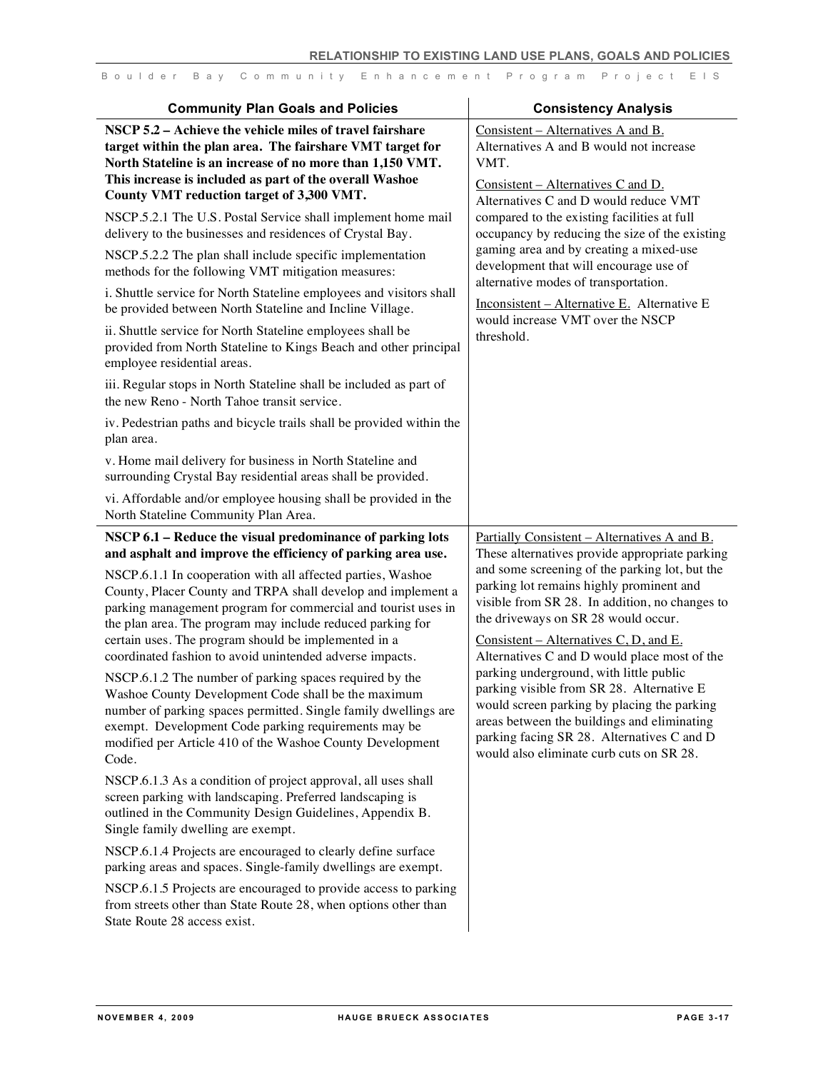| Community Plan Goals and Policies | Consistency Analysis |
|---|---|
| **NSCP 5.2 – Achieve the vehicle miles of travel fairshare target within the plan area. The fairshare VMT target for North Stateline is an increase of no more than 1,150 VMT. This increase is included as part of the overall Washoe County VMT reduction target of 3,300 VMT.**<br><br>NSCP.5.2.1 The U.S. Postal Service shall implement home mail delivery to the businesses and residences of Crystal Bay.<br><br>NSCP.5.2.2 The plan shall include specific implementation methods for the following VMT mitigation measures:<br><br>i. Shuttle service for North Stateline employees and visitors shall be provided between North Stateline and Incline Village.<br><br>ii. Shuttle service for North Stateline employees shall be provided from North Stateline to Kings Beach and other principal employee residential areas.<br><br>iii. Regular stops in North Stateline shall be included as part of the new Reno - North Tahoe transit service.<br><br>iv. Pedestrian paths and bicycle trails shall be provided within the plan area.<br><br>v. Home mail delivery for business in North Stateline and surrounding Crystal Bay residential areas shall be provided.<br><br>vi. Affordable and/or employee housing shall be provided in the North Stateline Community Plan Area. | Consistent – Alternatives A and B. Alternatives A and B would not increase VMT.<br><br>Consistent – Alternatives C and D. Alternatives C and D would reduce VMT compared to the existing facilities at full occupancy by reducing the size of the existing gaming area and by creating a mixed-use development that will encourage use of alternative modes of transportation.<br><br>Inconsistent – Alternative E. Alternative E would increase VMT over the NSCP threshold. |
| **NSCP 6.1 – Reduce the visual predominance of parking lots and asphalt and improve the efficiency of parking area use.**<br><br>NSCP.6.1.1 In cooperation with all affected parties, Washoe County, Placer County and TRPA shall develop and implement a parking management program for commercial and tourist uses in the plan area. The program may include reduced parking for certain uses. The program should be implemented in a coordinated fashion to avoid unintended adverse impacts.<br><br>NSCP.6.1.2 The number of parking spaces required by the Washoe County Development Code shall be the maximum number of parking spaces permitted. Single family dwellings are exempt. Development Code parking requirements may be modified per Article 410 of the Washoe County Development Code.<br><br>NSCP.6.1.3 As a condition of project approval, all uses shall screen parking with landscaping. Preferred landscaping is outlined in the Community Design Guidelines, Appendix B. Single family dwelling are exempt.<br><br>NSCP.6.1.4 Projects are encouraged to clearly define surface parking areas and spaces. Single-family dwellings are exempt.<br><br>NSCP.6.1.5 Projects are encouraged to provide access to parking from streets other than State Route 28, when options other than State Route 28 access exist. | Partially Consistent – Alternatives A and B. These alternatives provide appropriate parking and some screening of the parking lot, but the parking lot remains highly prominent and visible from SR 28. In addition, no changes to the driveways on SR 28 would occur.<br><br>Consistent – Alternatives C, D, and E. Alternatives C and D would place most of the parking underground, with little public parking visible from SR 28. Alternative E would screen parking by placing the parking areas between the buildings and eliminating parking facing SR 28. Alternatives C and D would also eliminate curb cuts on SR 28. |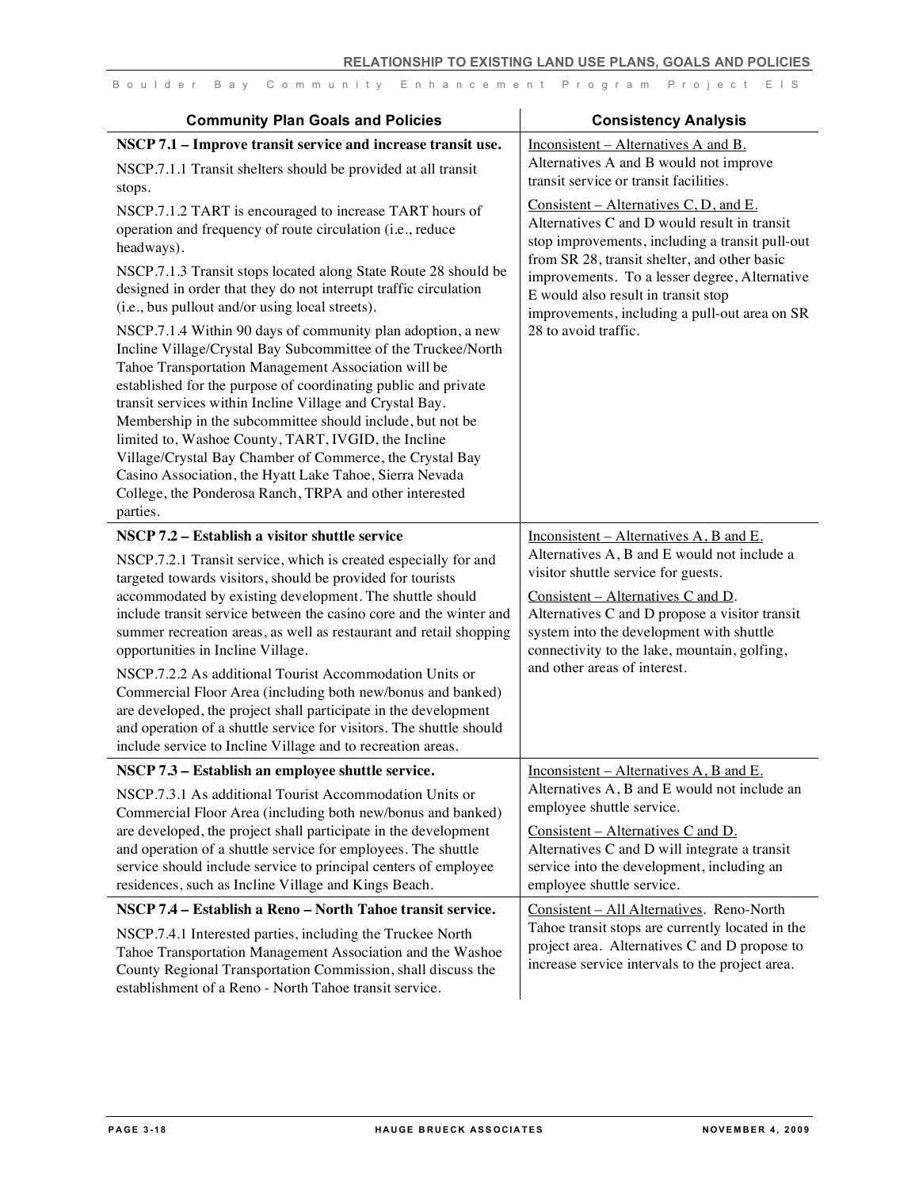| Community Plan Goals and Policies | Consistency Analysis |
|---|---|
| **NSCP 7.1 – Improve transit service and increase transit use.**<br><br>NSCP.7.1.1 Transit shelters should be provided at all transit stops.<br><br>NSCP.7.1.2 TART is encouraged to increase TART hours of operation and frequency of route circulation (i.e., reduce headways).<br><br>NSCP.7.1.3 Transit stops located along State Route 28 should be designed in order that they do not interrupt traffic circulation (i.e., bus pullout and/or using local streets).<br><br>NSCP.7.1.4 Within 90 days of community plan adoption, a new Incline Village/Crystal Bay Subcommittee of the Truckee/North Tahoe Transportation Management Association will be established for the purpose of coordinating public and private transit services within Incline Village and Crystal Bay. Membership in the subcommittee should include, but not be limited to, Washoe County, TART, IVGID, the Incline Village/Crystal Bay Chamber of Commerce, the Crystal Bay Casino Association, the Hyatt Lake Tahoe, Sierra Nevada College, the Ponderosa Ranch, TRPA and other interested parties. | Inconsistent – Alternatives A and B. Alternatives A and B would not improve transit service or transit facilities.<br><br>Consistent – Alternatives C, D, and E. Alternatives C and D would result in transit stop improvements, including a transit pull-out from SR 28, transit shelter, and other basic improvements. To a lesser degree, Alternative E would also result in transit stop improvements, including a pull-out area on SR 28 to avoid traffic. |
| **NSCP 7.2 – Establish a visitor shuttle service**<br><br>NSCP.7.2.1 Transit service, which is created especially for and targeted towards visitors, should be provided for tourists accommodated by existing development. The shuttle should include transit service between the casino core and the winter and summer recreation areas, as well as restaurant and retail shopping opportunities in Incline Village.<br><br>NSCP.7.2.2 As additional Tourist Accommodation Units or Commercial Floor Area (including both new/bonus and banked) are developed, the project shall participate in the development and operation of a shuttle service for visitors. The shuttle should include service to Incline Village and to recreation areas. | Inconsistent – Alternatives A, B and E. Alternatives A, B and E would not include a visitor shuttle service for guests.<br><br>Consistent – Alternatives C and D. Alternatives C and D propose a visitor transit system into the development with shuttle connectivity to the lake, mountain, golfing, and other areas of interest. |
| **NSCP 7.3 – Establish an employee shuttle service.**<br><br>NSCP.7.3.1 As additional Tourist Accommodation Units or Commercial Floor Area (including both new/bonus and banked) are developed, the project shall participate in the development and operation of a shuttle service for employees. The shuttle service should include service to principal centers of employee residences, such as Incline Village and Kings Beach. | Inconsistent – Alternatives A, B and E. Alternatives A, B and E would not include an employee shuttle service.<br><br>Consistent – Alternatives C and D. Alternatives C and D will integrate a transit service into the development, including an employee shuttle service. |
| **NSCP 7.4 – Establish a Reno – North Tahoe transit service.**<br><br>NSCP.7.4.1 Interested parties, including the Truckee North Tahoe Transportation Management Association and the Washoe County Regional Transportation Commission, shall discuss the establishment of a Reno - North Tahoe transit service. | Consistent – All Alternatives. Reno-North Tahoe transit stops are currently located in the project area. Alternatives C and D propose to increase service intervals to the project area. |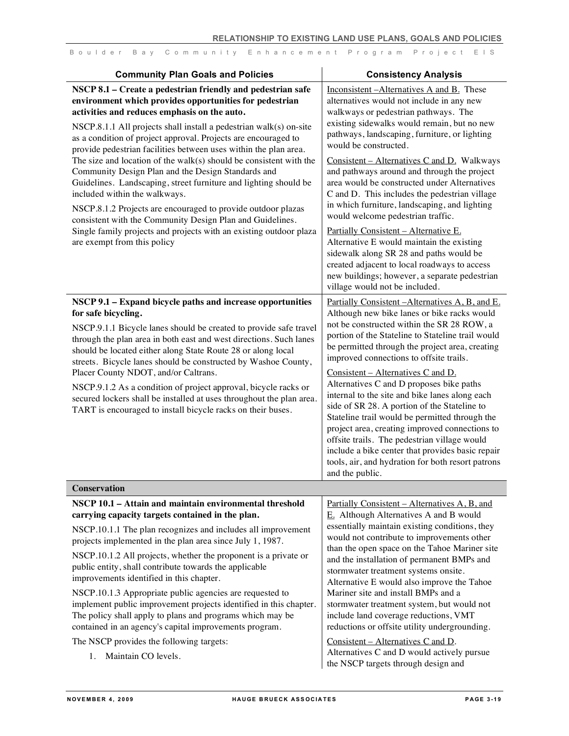| Community Plan Goals and Policies | Consistency Analysis |
|---|---|
| **NSCP 8.1 – Create a pedestrian friendly and pedestrian safe environment which provides opportunities for pedestrian activities and reduces emphasis on the auto.**<br><br>NSCP.8.1.1 All projects shall install a pedestrian walk(s) on-site as a condition of project approval. Projects are encouraged to provide pedestrian facilities between uses within the plan area. The size and location of the walk(s) should be consistent with the Community Design Plan and the Design Standards and Guidelines. Landscaping, street furniture and lighting should be included within the walkways.<br><br>NSCP.8.1.2 Projects are encouraged to provide outdoor plazas consistent with the Community Design Plan and Guidelines. Single family projects and projects with an existing outdoor plaza are exempt from this policy | Inconsistent –Alternatives A and B. These alternatives would not include in any new walkways or pedestrian pathways. The existing sidewalks would remain, but no new pathways, landscaping, furniture, or lighting would be constructed.<br><br>Consistent – Alternatives C and D. Walkways and pathways around and through the project area would be constructed under Alternatives C and D. This includes the pedestrian village in which furniture, landscaping, and lighting would welcome pedestrian traffic.<br><br>Partially Consistent – Alternative E. Alternative E would maintain the existing sidewalk along SR 28 and paths would be created adjacent to local roadways to access new buildings; however, a separate pedestrian village would not be included. |
| **NSCP 9.1 – Expand bicycle paths and increase opportunities for safe bicycling.**<br><br>NSCP.9.1.1 Bicycle lanes should be created to provide safe travel through the plan area in both east and west directions. Such lanes should be located either along State Route 28 or along local streets. Bicycle lanes should be constructed by Washoe County, Placer County NDOT, and/or Caltrans.<br><br>NSCP.9.1.2 As a condition of project approval, bicycle racks or secured lockers shall be installed at uses throughout the plan area. TART is encouraged to install bicycle racks on their buses. | Partially Consistent –Alternatives A, B, and E. Although new bike lanes or bike racks would not be constructed within the SR 28 ROW, a portion of the Stateline to Stateline trail would be permitted through the project area, creating improved connections to offsite trails.<br><br>Consistent – Alternatives C and D. Alternatives C and D proposes bike paths internal to the site and bike lanes along each side of SR 28. A portion of the Stateline to Stateline trail would be permitted through the project area, creating improved connections to offsite trails. The pedestrian village would include a bike center that provides basic repair tools, air, and hydration for both resort patrons and the public. |
| **Conservation** | |
| **NSCP 10.1 – Attain and maintain environmental threshold carrying capacity targets contained in the plan.**<br><br>NSCP.10.1.1 The plan recognizes and includes all improvement projects implemented in the plan area since July 1, 1987.<br><br>NSCP.10.1.2 All projects, whether the proponent is a private or public entity, shall contribute towards the applicable improvements identified in this chapter.<br><br>NSCP.10.1.3 Appropriate public agencies are requested to implement public improvement projects identified in this chapter. The policy shall apply to plans and programs which may be contained in an agency's capital improvements program.<br><br>The NSCP provides the following targets:<br><br>1. Maintain CO levels. | Partially Consistent – Alternatives A, B, and E. Although Alternatives A and B would essentially maintain existing conditions, they would not contribute to improvements other than the open space on the Tahoe Mariner site and the installation of permanent BMPs and stormwater treatment systems onsite. Alternative E would also improve the Tahoe Mariner site and install BMPs and a stormwater treatment system, but would not include land coverage reductions, VMT reductions or offsite utility undergrounding.<br><br>Consistent – Alternatives C and D. Alternatives C and D would actively pursue the NSCP targets through design and |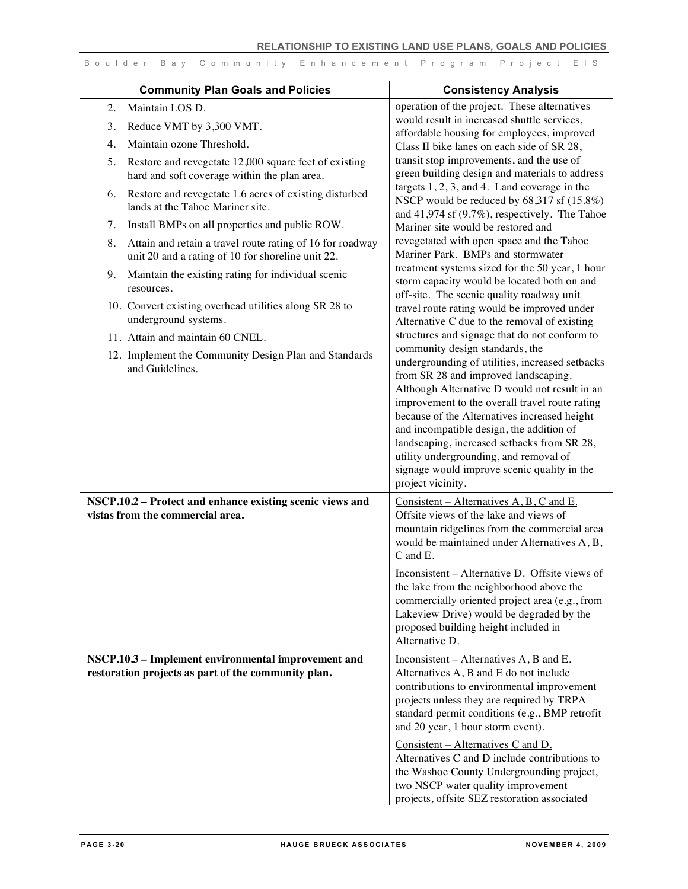| Community Plan Goals and Policies | Consistency Analysis |
|---|---|
| 2. Maintain LOS D.<br>3. Reduce VMT by 3,300 VMT.<br>4. Maintain ozone Threshold.<br>5. Restore and revegetate 12,000 square feet of existing hard and soft coverage within the plan area.<br>6. Restore and revegetate 1.6 acres of existing disturbed lands at the Tahoe Mariner site.<br>7. Install BMPs on all properties and public ROW.<br>8. Attain and retain a travel route rating of 16 for roadway unit 20 and a rating of 10 for shoreline unit 22.<br>9. Maintain the existing rating for individual scenic resources.<br>10. Convert existing overhead utilities along SR 28 to underground systems.<br>11. Attain and maintain 60 CNEL.<br>12. Implement the Community Design Plan and Standards and Guidelines. | operation of the project. These alternatives would result in increased shuttle services, affordable housing for employees, improved Class II bike lanes on each side of SR 28, transit stop improvements, and the use of green building design and materials to address targets 1, 2, 3, and 4. Land coverage in the NSCP would be reduced by 68,317 sf (15.8%) and 41,974 sf (9.7%), respectively. The Tahoe Mariner site would be restored and revegetated with open space and the Tahoe Mariner Park. BMPs and stormwater treatment systems sized for the 50 year, 1 hour storm capacity would be located both on and off-site. The scenic quality roadway unit travel route rating would be improved under Alternative C due to the removal of existing structures and signage that do not conform to community design standards, the undergrounding of utilities, increased setbacks from SR 28 and improved landscaping. Although Alternative D would not result in an improvement to the overall travel route rating because of the Alternatives increased height and incompatible design, the addition of landscaping, increased setbacks from SR 28, utility undergrounding, and removal of signage would improve scenic quality in the project vicinity. |
| **NSCP.10.2 – Protect and enhance existing scenic views and vistas from the commercial area.** | Consistent – Alternatives A, B, C and E. Offsite views of the lake and views of mountain ridgelines from the commercial area would be maintained under Alternatives A, B, C and E.<br><br>Inconsistent – Alternative D. Offsite views of the lake from the neighborhood above the commercially oriented project area (e.g., from Lakeview Drive) would be degraded by the proposed building height included in Alternative D. |
| **NSCP.10.3 – Implement environmental improvement and restoration projects as part of the community plan.** | Inconsistent – Alternatives A, B and E. Alternatives A, B and E do not include contributions to environmental improvement projects unless they are required by TRPA standard permit conditions (e.g., BMP retrofit and 20 year, 1 hour storm event).<br><br>Consistent – Alternatives C and D. Alternatives C and D include contributions to the Washoe County Undergrounding project, two NSCP water quality improvement projects, offsite SEZ restoration associated |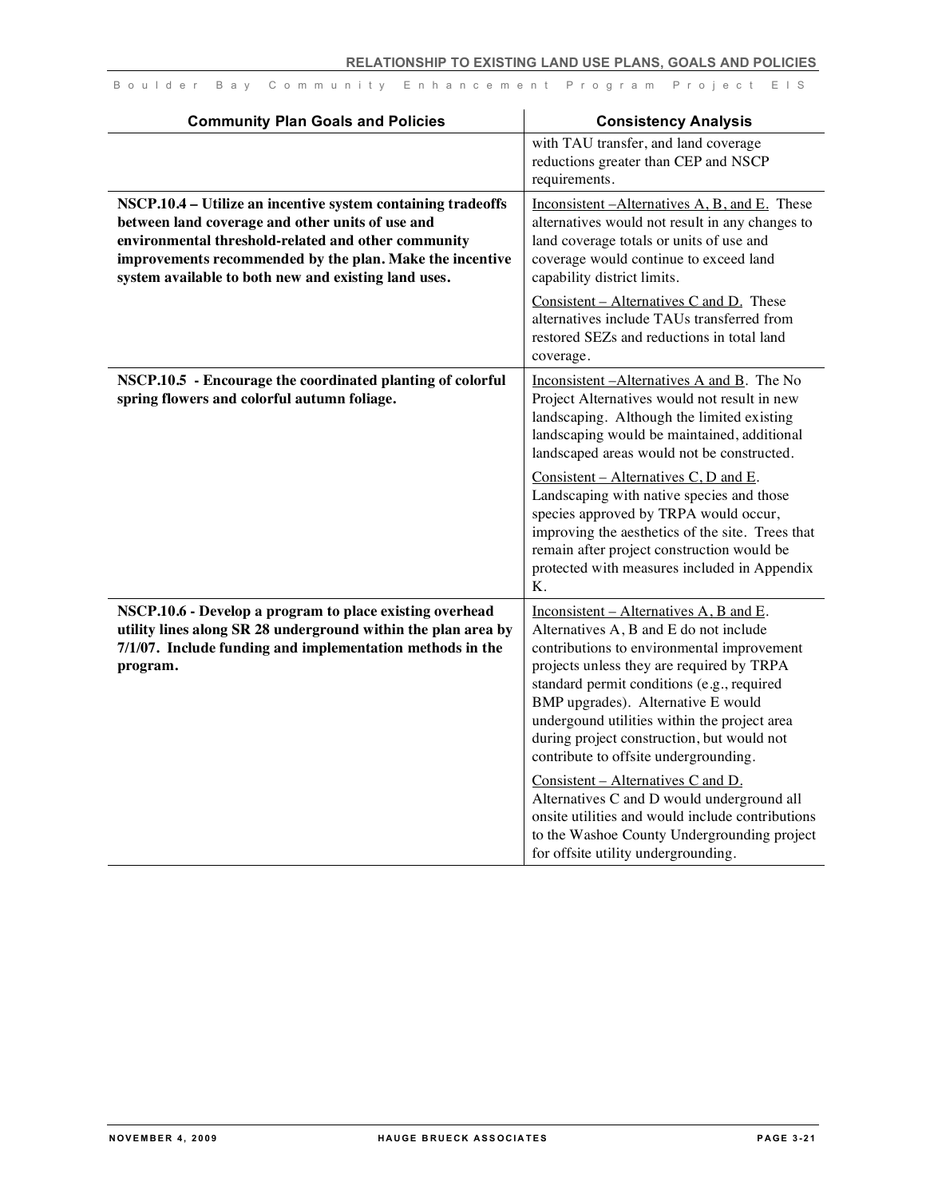| Community Plan Goals and Policies | Consistency Analysis |
|---|---|
| | with TAU transfer, and land coverage reductions greater than CEP and NSCP requirements. |
| **NSCP.10.4 – Utilize an incentive system containing tradeoffs between land coverage and other units of use and environmental threshold-related and other community improvements recommended by the plan. Make the incentive system available to both new and existing land uses.** | Inconsistent –Alternatives A, B, and E. These alternatives would not result in any changes to land coverage totals or units of use and coverage would continue to exceed land capability district limits.<br><br>Consistent – Alternatives C and D. These alternatives include TAUs transferred from restored SEZs and reductions in total land coverage. |
| **NSCP.10.5 - Encourage the coordinated planting of colorful spring flowers and colorful autumn foliage.** | Inconsistent –Alternatives A and B. The No Project Alternatives would not result in new landscaping. Although the limited existing landscaping would be maintained, additional landscaped areas would not be constructed.<br><br>Consistent – Alternatives C, D and E. Landscaping with native species and those species approved by TRPA would occur, improving the aesthetics of the site. Trees that remain after project construction would be protected with measures included in Appendix K. |
| **NSCP.10.6 - Develop a program to place existing overhead utility lines along SR 28 underground within the plan area by 7/1/07. Include funding and implementation methods in the program.** | Inconsistent – Alternatives A, B and E. Alternatives A, B and E do not include contributions to environmental improvement projects unless they are required by TRPA standard permit conditions (e.g., required BMP upgrades). Alternative E would undergound utilities within the project area during project construction, but would not contribute to offsite undergrounding.<br><br>Consistent – Alternatives C and D. Alternatives C and D would underground all onsite utilities and would include contributions to the Washoe County Undergrounding project for offsite utility undergrounding. |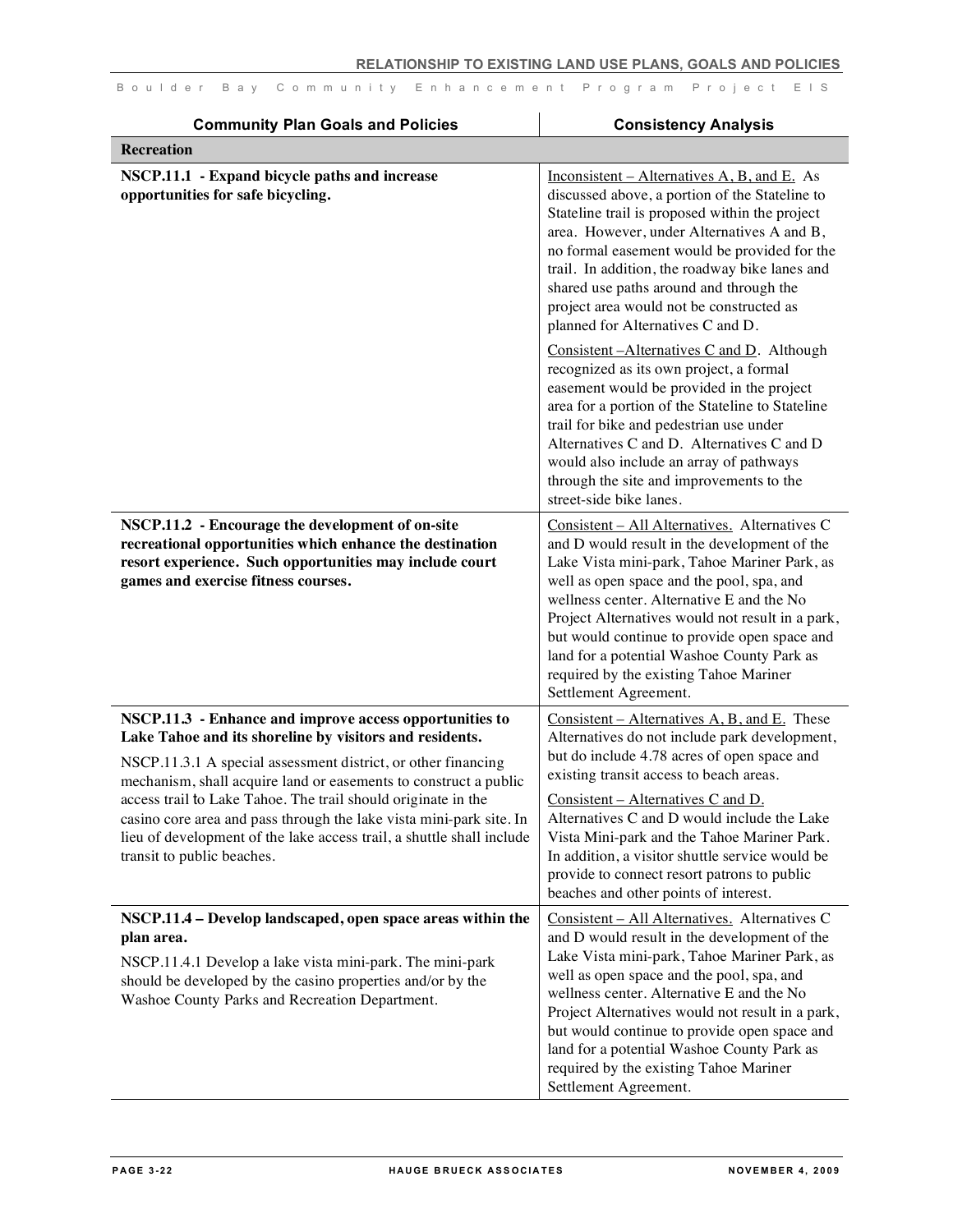| Community Plan Goals and Policies | Consistency Analysis |
|---|---|
| **Recreation** | |
| **NSCP.11.1 - Expand bicycle paths and increase opportunities for safe bicycling.** | Inconsistent – Alternatives A, B, and E. As discussed above, a portion of the Stateline to Stateline trail is proposed within the project area. However, under Alternatives A and B, no formal easement would be provided for the trail. In addition, the roadway bike lanes and shared use paths around and through the project area would not be constructed as planned for Alternatives C and D.<br><br>Consistent –Alternatives C and D. Although recognized as its own project, a formal easement would be provided in the project area for a portion of the Stateline to Stateline trail for bike and pedestrian use under Alternatives C and D. Alternatives C and D would also include an array of pathways through the site and improvements to the street-side bike lanes. |
| **NSCP.11.2 - Encourage the development of on-site recreational opportunities which enhance the destination resort experience. Such opportunities may include court games and exercise fitness courses.** | Consistent – All Alternatives. Alternatives C and D would result in the development of the Lake Vista mini-park, Tahoe Mariner Park, as well as open space and the pool, spa, and wellness center. Alternative E and the No Project Alternatives would not result in a park, but would continue to provide open space and land for a potential Washoe County Park as required by the existing Tahoe Mariner Settlement Agreement. |
| **NSCP.11.3 - Enhance and improve access opportunities to Lake Tahoe and its shoreline by visitors and residents.**<br><br>NSCP.11.3.1 A special assessment district, or other financing mechanism, shall acquire land or easements to construct a public access trail to Lake Tahoe. The trail should originate in the casino core area and pass through the lake vista mini-park site. In lieu of development of the lake access trail, a shuttle shall include transit to public beaches. | Consistent – Alternatives A, B, and E. These Alternatives do not include park development, but do include 4.78 acres of open space and existing transit access to beach areas.<br><br>Consistent – Alternatives C and D. Alternatives C and D would include the Lake Vista Mini-park and the Tahoe Mariner Park. In addition, a visitor shuttle service would be provide to connect resort patrons to public beaches and other points of interest. |
| **NSCP.11.4 – Develop landscaped, open space areas within the plan area.**<br><br>NSCP.11.4.1 Develop a lake vista mini-park. The mini-park should be developed by the casino properties and/or by the Washoe County Parks and Recreation Department. | Consistent – All Alternatives. Alternatives C and D would result in the development of the Lake Vista mini-park, Tahoe Mariner Park, as well as open space and the pool, spa, and wellness center. Alternative E and the No Project Alternatives would not result in a park, but would continue to provide open space and land for a potential Washoe County Park as required by the existing Tahoe Mariner Settlement Agreement. |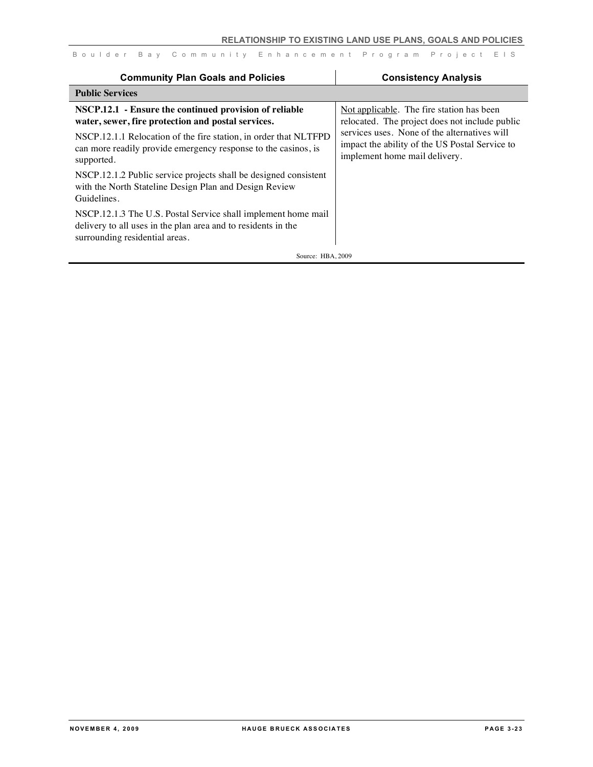| Community Plan Goals and Policies | Consistency Analysis |
|---|---|
| **Public Services** | |
| **NSCP.12.1 - Ensure the continued provision of reliable water, sewer, fire protection and postal services.**<br><br>NSCP.12.1.1 Relocation of the fire station, in order that NLTFPD can more readily provide emergency response to the casinos, is supported.<br><br>NSCP.12.1.2 Public service projects shall be designed consistent with the North Stateline Design Plan and Design Review Guidelines.<br><br>NSCP.12.1.3 The U.S. Postal Service shall implement home mail delivery to all uses in the plan area and to residents in the surrounding residential areas. | Not applicable. The fire station has been relocated. The project does not include public services uses. None of the alternatives will impact the ability of the US Postal Service to implement home mail delivery. |

Source: HBA, 2009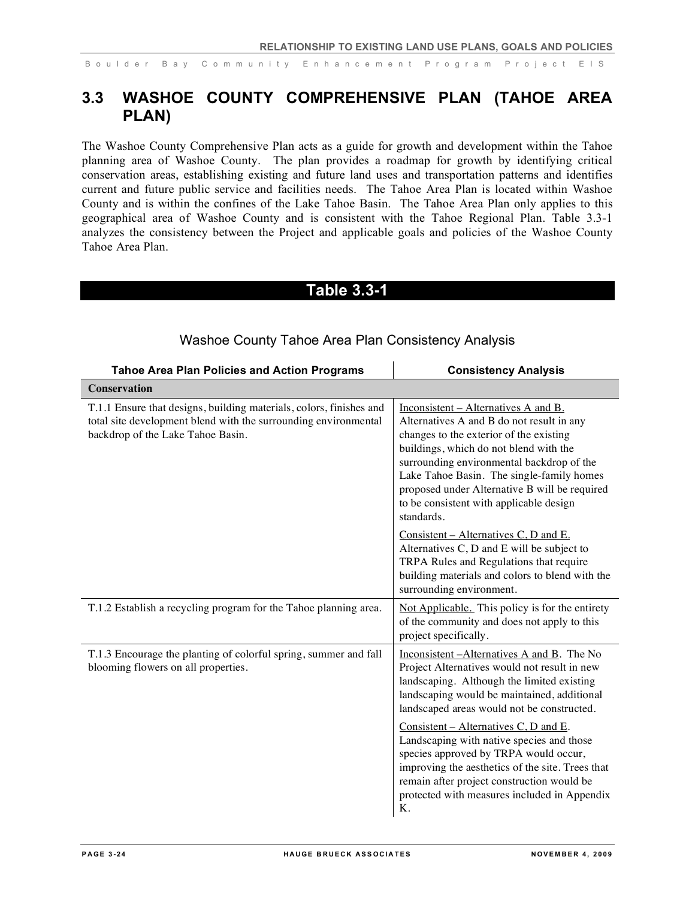## 3.3 WASHOE COUNTY COMPREHENSIVE PLAN (TAHOE AREA PLAN)

The Washoe County Comprehensive Plan acts as a guide for growth and development within the Tahoe planning area of Washoe County. The plan provides a roadmap for growth by identifying critical conservation areas, establishing existing and future land uses and transportation patterns and identifies current and future public service and facilities needs. The Tahoe Area Plan is located within Washoe County and is within the confines of the Lake Tahoe Basin. The Tahoe Area Plan only applies to this geographical area of Washoe County and is consistent with the Tahoe Regional Plan. Table 3.3-1 analyzes the consistency between the Project and applicable goals and policies of the Washoe County Tahoe Area Plan.

**Table 3.3-1**

Washoe County Tahoe Area Plan Consistency Analysis

| Tahoe Area Plan Policies and Action Programs | Consistency Analysis |
|---|---|
| **Conservation** | |
| T.1.1 Ensure that designs, building materials, colors, finishes and total site development blend with the surrounding environmental backdrop of the Lake Tahoe Basin. | <u>Inconsistent – Alternatives A and B.</u> Alternatives A and B do not result in any changes to the exterior of the existing buildings, which do not blend with the surrounding environmental backdrop of the Lake Tahoe Basin. The single-family homes proposed under Alternative B will be required to be consistent with applicable design standards.<br><br><u>Consistent – Alternatives C, D and E.</u> Alternatives C, D and E will be subject to TRPA Rules and Regulations that require building materials and colors to blend with the surrounding environment. |
| T.1.2 Establish a recycling program for the Tahoe planning area. | <u>Not Applicable.</u> This policy is for the entirety of the community and does not apply to this project specifically. |
| T.1.3 Encourage the planting of colorful spring, summer and fall blooming flowers on all properties. | <u>Inconsistent –Alternatives A and B</u>. The No Project Alternatives would not result in new landscaping. Although the limited existing landscaping would be maintained, additional landscaped areas would not be constructed.<br><br><u>Consistent – Alternatives C, D and E</u>. Landscaping with native species and those species approved by TRPA would occur, improving the aesthetics of the site. Trees that remain after project construction would be protected with measures included in Appendix K. |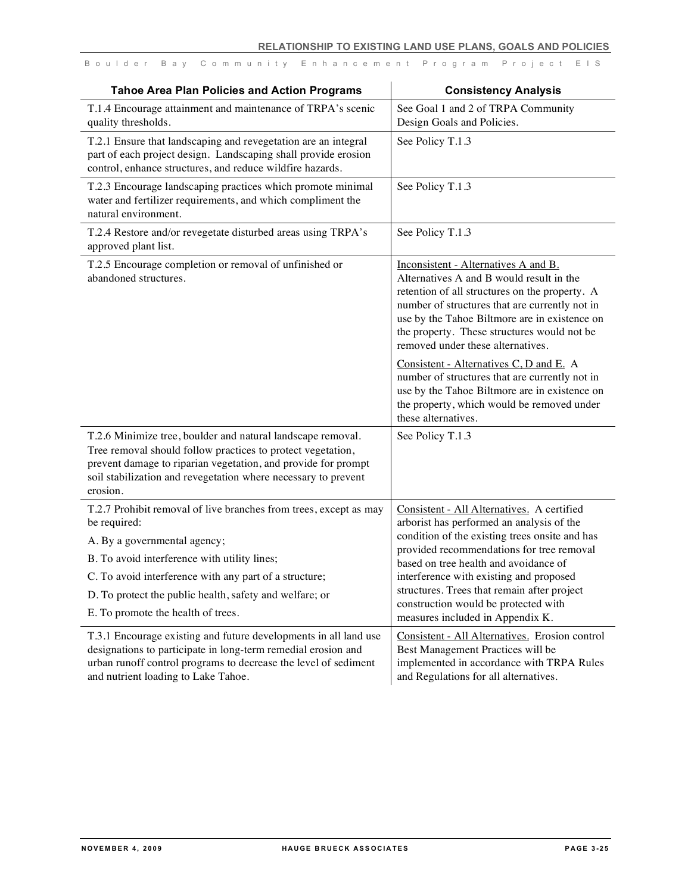| Tahoe Area Plan Policies and Action Programs | Consistency Analysis |
|---|---|
| T.1.4 Encourage attainment and maintenance of TRPA's scenic quality thresholds. | See Goal 1 and 2 of TRPA Community Design Goals and Policies. |
| T.2.1 Ensure that landscaping and revegetation are an integral part of each project design. Landscaping shall provide erosion control, enhance structures, and reduce wildfire hazards. | See Policy T.1.3 |
| T.2.3 Encourage landscaping practices which promote minimal water and fertilizer requirements, and which compliment the natural environment. | See Policy T.1.3 |
| T.2.4 Restore and/or revegetate disturbed areas using TRPA's approved plant list. | See Policy T.1.3 |
| T.2.5 Encourage completion or removal of unfinished or abandoned structures. | Inconsistent - Alternatives A and B. Alternatives A and B would result in the retention of all structures on the property. A number of structures that are currently not in use by the Tahoe Biltmore are in existence on the property. These structures would not be removed under these alternatives.<br><br>Consistent - Alternatives C, D and E. A number of structures that are currently not in use by the Tahoe Biltmore are in existence on the property, which would be removed under these alternatives. |
| T.2.6 Minimize tree, boulder and natural landscape removal. Tree removal should follow practices to protect vegetation, prevent damage to riparian vegetation, and provide for prompt soil stabilization and revegetation where necessary to prevent erosion. | See Policy T.1.3 |
| T.2.7 Prohibit removal of live branches from trees, except as may be required:<br>A. By a governmental agency;<br>B. To avoid interference with utility lines;<br>C. To avoid interference with any part of a structure;<br>D. To protect the public health, safety and welfare; or<br>E. To promote the health of trees. | Consistent - All Alternatives. A certified arborist has performed an analysis of the condition of the existing trees onsite and has provided recommendations for tree removal based on tree health and avoidance of interference with existing and proposed structures. Trees that remain after project construction would be protected with measures included in Appendix K. |
| T.3.1 Encourage existing and future developments in all land use designations to participate in long-term remedial erosion and urban runoff control programs to decrease the level of sediment and nutrient loading to Lake Tahoe. | Consistent - All Alternatives. Erosion control Best Management Practices will be implemented in accordance with TRPA Rules and Regulations for all alternatives. |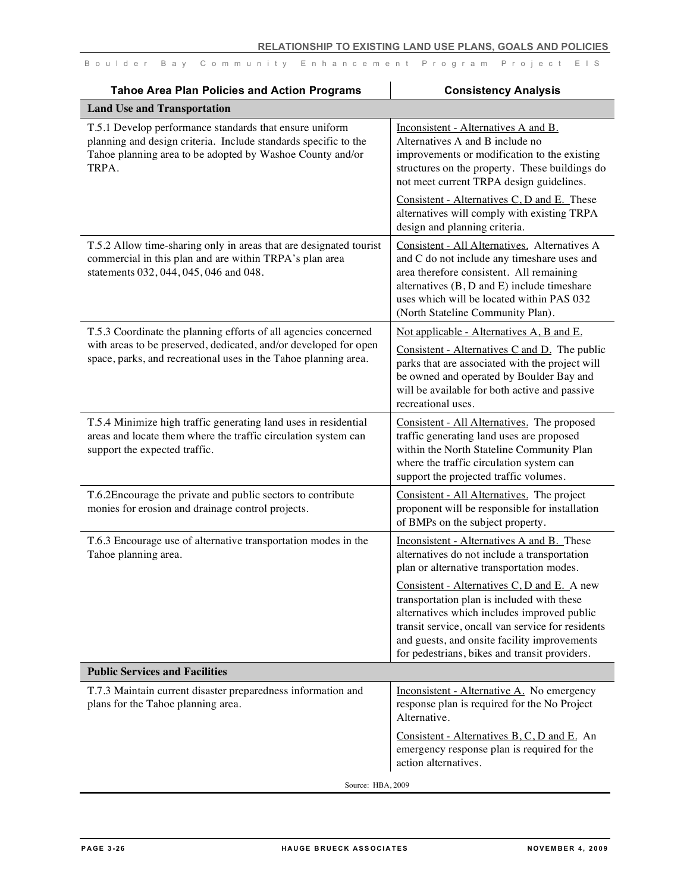| Tahoe Area Plan Policies and Action Programs | Consistency Analysis |
|---|---|
| **Land Use and Transportation** | |
| T.5.1 Develop performance standards that ensure uniform planning and design criteria. Include standards specific to the Tahoe planning area to be adopted by Washoe County and/or TRPA. | Inconsistent - Alternatives A and B. Alternatives A and B include no improvements or modification to the existing structures on the property. These buildings do not meet current TRPA design guidelines.<br><br>Consistent - Alternatives C, D and E. These alternatives will comply with existing TRPA design and planning criteria. |
| T.5.2 Allow time-sharing only in areas that are designated tourist commercial in this plan and are within TRPA's plan area statements 032, 044, 045, 046 and 048. | Consistent - All Alternatives. Alternatives A and C do not include any timeshare uses and area therefore consistent. All remaining alternatives (B, D and E) include timeshare uses which will be located within PAS 032 (North Stateline Community Plan). |
| T.5.3 Coordinate the planning efforts of all agencies concerned with areas to be preserved, dedicated, and/or developed for open space, parks, and recreational uses in the Tahoe planning area. | Not applicable - Alternatives A, B and E.<br><br>Consistent - Alternatives C and D. The public parks that are associated with the project will be owned and operated by Boulder Bay and will be available for both active and passive recreational uses. |
| T.5.4 Minimize high traffic generating land uses in residential areas and locate them where the traffic circulation system can support the expected traffic. | Consistent - All Alternatives. The proposed traffic generating land uses are proposed within the North Stateline Community Plan where the traffic circulation system can support the projected traffic volumes. |
| T.6.2Encourage the private and public sectors to contribute monies for erosion and drainage control projects. | Consistent - All Alternatives. The project proponent will be responsible for installation of BMPs on the subject property. |
| T.6.3 Encourage use of alternative transportation modes in the Tahoe planning area. | Inconsistent - Alternatives A and B. These alternatives do not include a transportation plan or alternative transportation modes.<br><br>Consistent - Alternatives C, D and E. A new transportation plan is included with these alternatives which includes improved public transit service, oncall van service for residents and guests, and onsite facility improvements for pedestrians, bikes and transit providers. |
| **Public Services and Facilities** | |
| T.7.3 Maintain current disaster preparedness information and plans for the Tahoe planning area. | Inconsistent - Alternative A. No emergency response plan is required for the No Project Alternative.<br><br>Consistent - Alternatives B, C, D and E. An emergency response plan is required for the action alternatives. |

Source: HBA, 2009